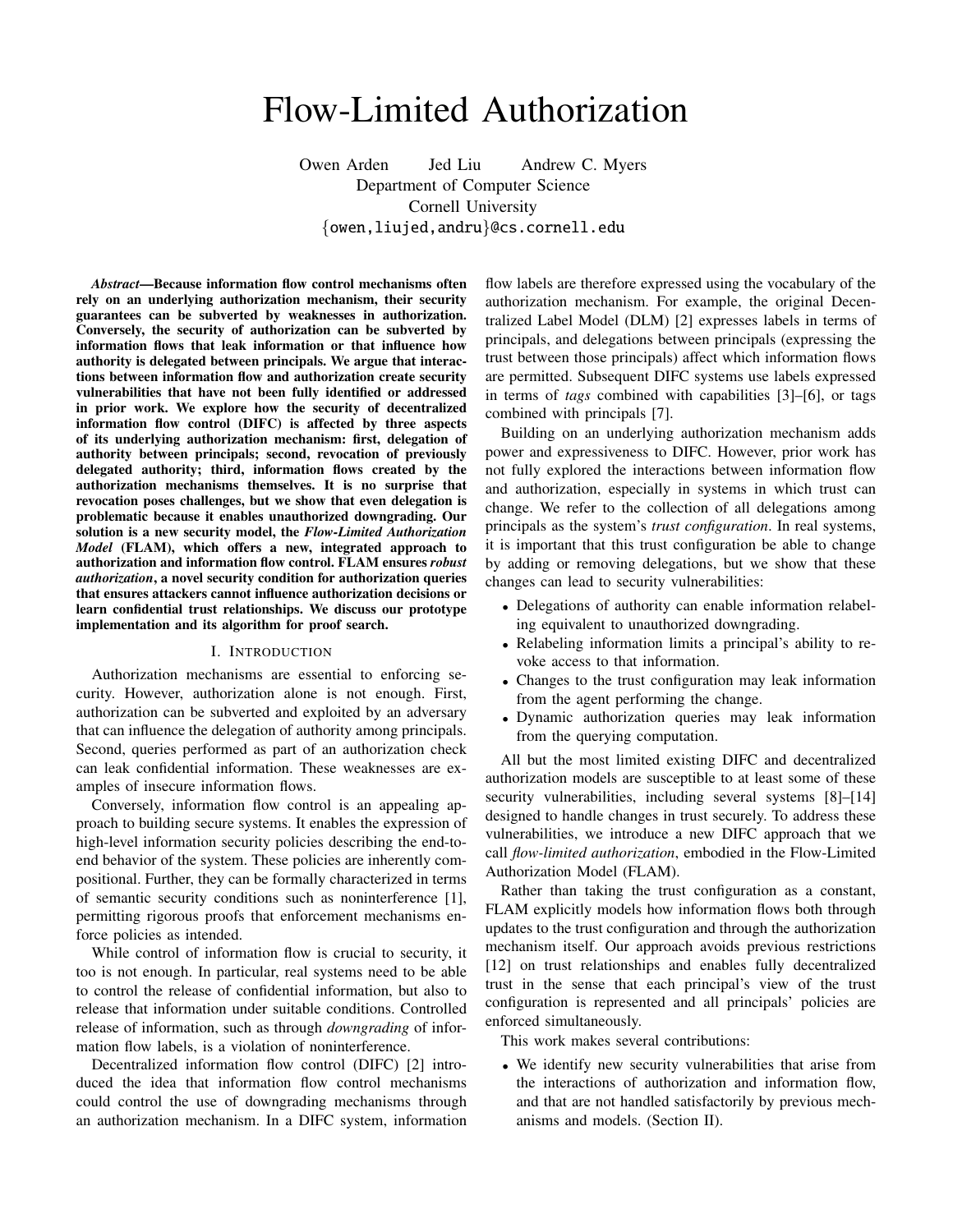# Flow-Limited Authorization

Owen Arden Jed Liu Andrew C. Myers
Department of Computer Science
Cornell University
{owen,liujed,andru}@cs.cornell.edu

***Abstract*—Because information flow control mechanisms often rely on an underlying authorization mechanism, their security guarantees can be subverted by weaknesses in authorization. Conversely, the security of authorization can be subverted by information flows that leak information or that influence how authority is delegated between principals. We argue that interactions between information flow and authorization create security vulnerabilities that have not been fully identified or addressed in prior work. We explore how the security of decentralized information flow control (DIFC) is affected by three aspects of its underlying authorization mechanism: first, delegation of authority between principals; second, revocation of previously delegated authority; third, information flows created by the authorization mechanisms themselves. It is no surprise that revocation poses challenges, but we show that even delegation is problematic because it enables unauthorized downgrading. Our solution is a new security model, the *Flow-Limited Authorization Model* (FLAM), which offers a new, integrated approach to authorization and information flow control. FLAM ensures *robust authorization*, a novel security condition for authorization queries that ensures attackers cannot influence authorization decisions or learn confidential trust relationships. We discuss our prototype implementation and its algorithm for proof search.**

## I. Introduction

Authorization mechanisms are essential to enforcing security. However, authorization alone is not enough. First, authorization can be subverted and exploited by an adversary that can influence the delegation of authority among principals. Second, queries performed as part of an authorization check can leak confidential information. These weaknesses are examples of insecure information flows.

Conversely, information flow control is an appealing approach to building secure systems. It enables the expression of high-level information security policies describing the end-to-end behavior of the system. These policies are inherently compositional. Further, they can be formally characterized in terms of semantic security conditions such as noninterference [1], permitting rigorous proofs that enforcement mechanisms enforce policies as intended.

While control of information flow is crucial to security, it too is not enough. In particular, real systems need to be able to control the release of confidential information, but also to release that information under suitable conditions. Controlled release of information, such as through *downgrading* of information flow labels, is a violation of noninterference.

Decentralized information flow control (DIFC) [2] introduced the idea that information flow control mechanisms could control the use of downgrading mechanisms through an authorization mechanism. In a DIFC system, information flow labels are therefore expressed using the vocabulary of the authorization mechanism. For example, the original Decentralized Label Model (DLM) [2] expresses labels in terms of principals, and delegations between principals (expressing the trust between those principals) affect which information flows are permitted. Subsequent DIFC systems use labels expressed in terms of *tags* combined with capabilities [3]–[6], or tags combined with principals [7].

Building on an underlying authorization mechanism adds power and expressiveness to DIFC. However, prior work has not fully explored the interactions between information flow and authorization, especially in systems in which trust can change. We refer to the collection of all delegations among principals as the system's *trust configuration*. In real systems, it is important that this trust configuration be able to change by adding or removing delegations, but we show that these changes can lead to security vulnerabilities:

- Delegations of authority can enable information relabeling equivalent to unauthorized downgrading.
- Relabeling information limits a principal's ability to revoke access to that information.
- Changes to the trust configuration may leak information from the agent performing the change.
- Dynamic authorization queries may leak information from the querying computation.

All but the most limited existing DIFC and decentralized authorization models are susceptible to at least some of these security vulnerabilities, including several systems [8]–[14] designed to handle changes in trust securely. To address these vulnerabilities, we introduce a new DIFC approach that we call *flow-limited authorization*, embodied in the Flow-Limited Authorization Model (FLAM).

Rather than taking the trust configuration as a constant, FLAM explicitly models how information flows both through updates to the trust configuration and through the authorization mechanism itself. Our approach avoids previous restrictions [12] on trust relationships and enables fully decentralized trust in the sense that each principal's view of the trust configuration is represented and all principals' policies are enforced simultaneously.

This work makes several contributions:

- We identify new security vulnerabilities that arise from the interactions of authorization and information flow, and that are not handled satisfactorily by previous mechanisms and models. (Section II).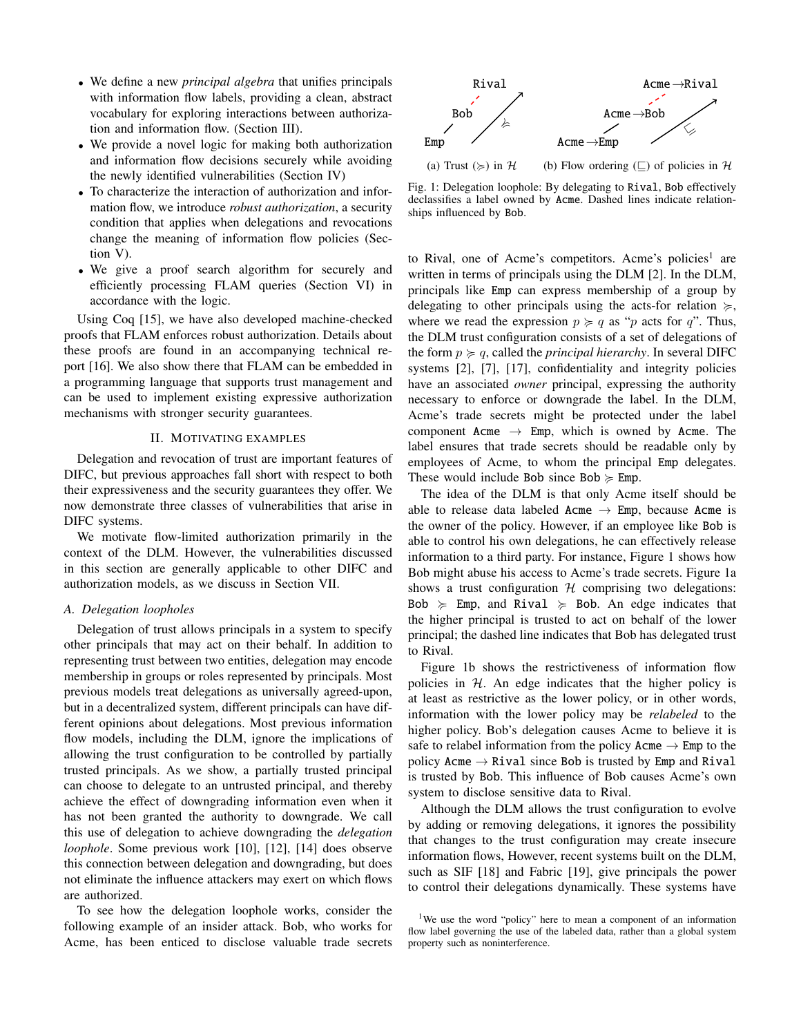- We define a new *principal algebra* that unifies principals with information flow labels, providing a clean, abstract vocabulary for exploring interactions between authorization and information flow. (Section III).
- We provide a novel logic for making both authorization and information flow decisions securely while avoiding the newly identified vulnerabilities (Section IV)
- To characterize the interaction of authorization and information flow, we introduce *robust authorization*, a security condition that applies when delegations and revocations change the meaning of information flow policies (Section V).
- We give a proof search algorithm for securely and efficiently processing FLAM queries (Section VI) in accordance with the logic.

Using Coq [15], we have also developed machine-checked proofs that FLAM enforces robust authorization. Details about these proofs are found in an accompanying technical report [16]. We also show there that FLAM can be embedded in a programming language that supports trust management and can be used to implement existing expressive authorization mechanisms with stronger security guarantees.

## II. Motivating Examples

Delegation and revocation of trust are important features of DIFC, but previous approaches fall short with respect to both their expressiveness and the security guarantees they offer. We now demonstrate three classes of vulnerabilities that arise in DIFC systems.

We motivate flow-limited authorization primarily in the context of the DLM. However, the vulnerabilities discussed in this section are generally applicable to other DIFC and authorization models, as we discuss in Section VII.

### A. Delegation loopholes

Delegation of trust allows principals in a system to specify other principals that may act on their behalf. In addition to representing trust between two entities, delegation may encode membership in groups or roles represented by principals. Most previous models treat delegations as universally agreed-upon, but in a decentralized system, different principals can have different opinions about delegations. Most previous information flow models, including the DLM, ignore the implications of allowing the trust configuration to be controlled by partially trusted principals. As we show, a partially trusted principal can choose to delegate to an untrusted principal, and thereby achieve the effect of downgrading information even when it has not been granted the authority to downgrade. We call this use of delegation to achieve downgrading the *delegation loophole*. Some previous work [10], [12], [14] does observe this connection between delegation and downgrading, but does not eliminate the influence attackers may exert on which flows are authorized.

To see how the delegation loophole works, consider the following example of an insider attack. Bob, who works for Acme, has been enticed to disclose valuable trade secrets to Rival, one of Acme's competitors. Acme's policies[1] are written in terms of principals using the DLM [2]. In the DLM, principals like Emp can express membership of a group by delegating to other principals using the acts-for relation $\succcurlyeq$, where we read the expression $p \succcurlyeq q$ as "$p$ acts for $q$". Thus, the DLM trust configuration consists of a set of delegations of the form $p \succcurlyeq q$, called the *principal hierarchy*. In several DIFC systems [2], [7], [17], confidentiality and integrity policies have an associated *owner* principal, expressing the authority necessary to enforce or downgrade the label. In the DLM, Acme's trade secrets might be protected under the label component Acme $\rightarrow$ Emp, which is owned by Acme. The label ensures that trade secrets should be readable only by employees of Acme, to whom the principal Emp delegates. These would include Bob since Bob $\succcurlyeq$ Emp.

(a) Trust ($\succcurlyeq$) in $\mathcal{H}$ (b) Flow ordering ($\sqsubseteq$) of policies in $\mathcal{H}$

Fig. 1: Delegation loophole: By delegating to Rival, Bob effectively declassifies a label owned by Acme. Dashed lines indicate relationships influenced by Bob.

The idea of the DLM is that only Acme itself should be able to release data labeled Acme $\rightarrow$ Emp, because Acme is the owner of the policy. However, if an employee like Bob is able to control his own delegations, he can effectively release information to a third party. For instance, Figure 1 shows how Bob might abuse his access to Acme's trade secrets. Figure 1a shows a trust configuration $\mathcal{H}$ comprising two delegations: Bob $\succcurlyeq$ Emp, and Rival $\succcurlyeq$ Bob. An edge indicates that the higher principal is trusted to act on behalf of the lower principal; the dashed line indicates that Bob has delegated trust to Rival.

Figure 1b shows the restrictiveness of information flow policies in $\mathcal{H}$. An edge indicates that the higher policy is at least as restrictive as the lower policy, or in other words, information with the lower policy may be *relabeled* to the higher policy. Bob's delegation causes Acme to believe it is safe to relabel information from the policy Acme $\rightarrow$ Emp to the policy Acme $\rightarrow$ Rival since Bob is trusted by Emp and Rival is trusted by Bob. This influence of Bob causes Acme's own system to disclose sensitive data to Rival.

Although the DLM allows the trust configuration to evolve by adding or removing delegations, it ignores the possibility that changes to the trust configuration may create insecure information flows, However, recent systems built on the DLM, such as SIF [18] and Fabric [19], give principals the power to control their delegations dynamically. These systems have

[1] We use the word "policy" here to mean a component of an information flow label governing the use of the labeled data, rather than a global system property such as noninterference.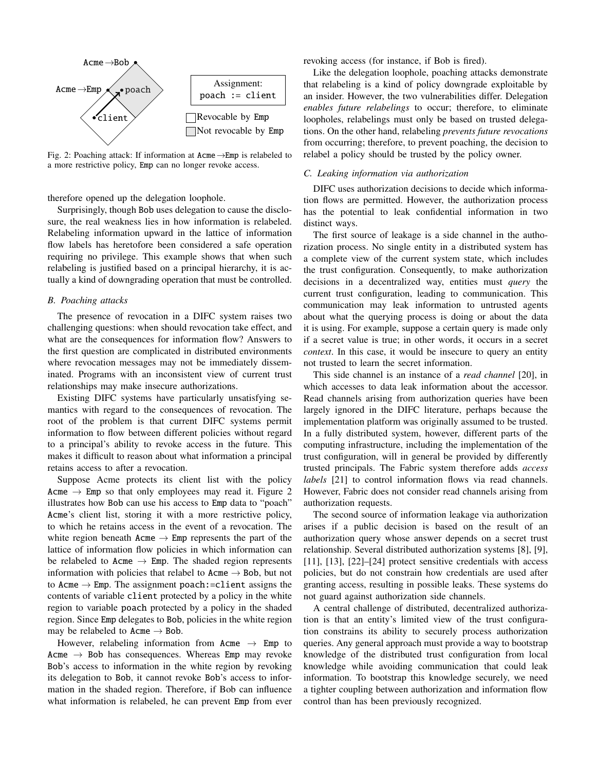Acme →Bob

Acme →Emp

poach

client

Assignment:
poach := client

Revocable by Emp

Not revocable by Emp

Fig. 2: Poaching attack: If information at Acme →Emp is relabeled to a more restrictive policy, Emp can no longer revoke access.

therefore opened up the delegation loophole.

Surprisingly, though Bob uses delegation to cause the disclosure, the real weakness lies in how information is relabeled. Relabeling information upward in the lattice of information flow labels has heretofore been considered a safe operation requiring no privilege. This example shows that when such relabeling is justified based on a principal hierarchy, it is actually a kind of downgrading operation that must be controlled.

### B. Poaching attacks

The presence of revocation in a DIFC system raises two challenging questions: when should revocation take effect, and what are the consequences for information flow? Answers to the first question are complicated in distributed environments where revocation messages may not be immediately disseminated. Programs with an inconsistent view of current trust relationships may make insecure authorizations.

Existing DIFC systems have particularly unsatisfying semantics with regard to the consequences of revocation. The root of the problem is that current DIFC systems permit information to flow between different policies without regard to a principal's ability to revoke access in the future. This makes it difficult to reason about what information a principal retains access to after a revocation.

Suppose Acme protects its client list with the policy Acme → Emp so that only employees may read it. Figure 2 illustrates how Bob can use his access to Emp data to "poach" Acme's client list, storing it with a more restrictive policy, to which he retains access in the event of a revocation. The white region beneath Acme → Emp represents the part of the lattice of information flow policies in which information can be relabeled to Acme → Emp. The shaded region represents information with policies that relabel to Acme → Bob, but not to Acme → Emp. The assignment poach:=client assigns the contents of variable client protected by a policy in the white region to variable poach protected by a policy in the shaded region. Since Emp delegates to Bob, policies in the white region may be relabeled to Acme → Bob.

However, relabeling information from Acme → Emp to Acme → Bob has consequences. Whereas Emp may revoke Bob's access to information in the white region by revoking its delegation to Bob, it cannot revoke Bob's access to information in the shaded region. Therefore, if Bob can influence what information is relabeled, he can prevent Emp from ever revoking access (for instance, if Bob is fired).

Like the delegation loophole, poaching attacks demonstrate that relabeling is a kind of policy downgrade exploitable by an insider. However, the two vulnerabilities differ. Delegation *enables future relabelings* to occur; therefore, to eliminate loopholes, relabelings must only be based on trusted delegations. On the other hand, relabeling *prevents future revocations* from occurring; therefore, to prevent poaching, the decision to relabel a policy should be trusted by the policy owner.

### C. Leaking information via authorization

DIFC uses authorization decisions to decide which information flows are permitted. However, the authorization process has the potential to leak confidential information in two distinct ways.

The first source of leakage is a side channel in the authorization process. No single entity in a distributed system has a complete view of the current system state, which includes the trust configuration. Consequently, to make authorization decisions in a decentralized way, entities must *query* the current trust configuration, leading to communication. This communication may leak information to untrusted agents about what the querying process is doing or about the data it is using. For example, suppose a certain query is made only if a secret value is true; in other words, it occurs in a secret *context*. In this case, it would be insecure to query an entity not trusted to learn the secret information.

This side channel is an instance of a *read channel* [20], in which accesses to data leak information about the accessor. Read channels arising from authorization queries have been largely ignored in the DIFC literature, perhaps because the implementation platform was originally assumed to be trusted. In a fully distributed system, however, different parts of the computing infrastructure, including the implementation of the trust configuration, will in general be provided by differently trusted principals. The Fabric system therefore adds *access labels* [21] to control information flows via read channels. However, Fabric does not consider read channels arising from authorization requests.

The second source of information leakage via authorization arises if a public decision is based on the result of an authorization query whose answer depends on a secret trust relationship. Several distributed authorization systems [8], [9], [11], [13], [22]–[24] protect sensitive credentials with access policies, but do not constrain how credentials are used after granting access, resulting in possible leaks. These systems do not guard against authorization side channels.

A central challenge of distributed, decentralized authorization is that an entity's limited view of the trust configuration constrains its ability to securely process authorization queries. Any general approach must provide a way to bootstrap knowledge of the distributed trust configuration from local knowledge while avoiding communication that could leak information. To bootstrap this knowledge securely, we need a tighter coupling between authorization and information flow control than has been previously recognized.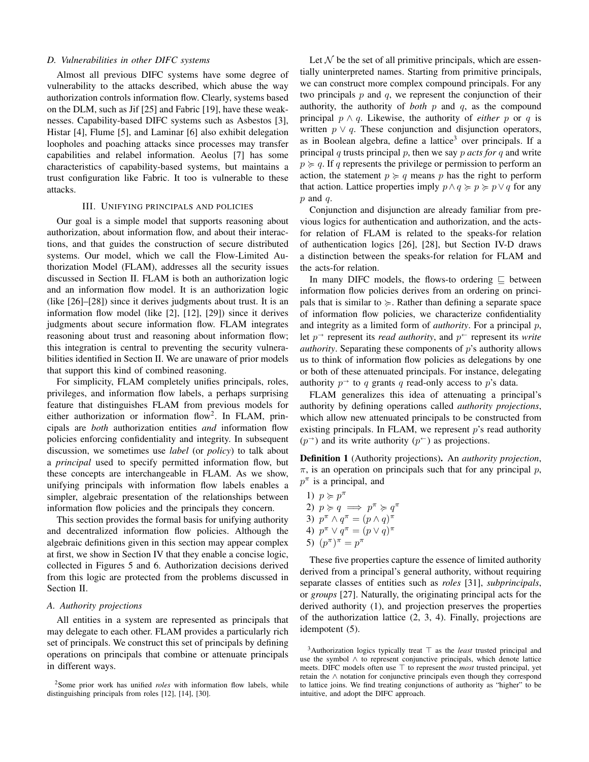### D. Vulnerabilities in other DIFC systems

Almost all previous DIFC systems have some degree of vulnerability to the attacks described, which abuse the way authorization controls information flow. Clearly, systems based on the DLM, such as Jif [25] and Fabric [19], have these weaknesses. Capability-based DIFC systems such as Asbestos [3], Histar [4], Flume [5], and Laminar [6] also exhibit delegation loopholes and poaching attacks since processes may transfer capabilities and relabel information. Aeolus [7] has some characteristics of capability-based systems, but maintains a trust configuration like Fabric. It too is vulnerable to these attacks.

## III. Unifying principals and policies

Our goal is a simple model that supports reasoning about authorization, about information flow, and about their interactions, and that guides the construction of secure distributed systems. Our model, which we call the Flow-Limited Authorization Model (FLAM), addresses all the security issues discussed in Section II. FLAM is both an authorization logic and an information flow model. It is an authorization logic (like [26]–[28]) since it derives judgments about trust. It is an information flow model (like [2], [12], [29]) since it derives judgments about secure information flow. FLAM integrates reasoning about trust and reasoning about information flow; this integration is central to preventing the security vulnerabilities identified in Section II. We are unaware of prior models that support this kind of combined reasoning.

For simplicity, FLAM completely unifies principals, roles, privileges, and information flow labels, a perhaps surprising feature that distinguishes FLAM from previous models for either authorization or information flow[2]. In FLAM, principals are *both* authorization entities *and* information flow policies enforcing confidentiality and integrity. In subsequent discussion, we sometimes use *label* (or *policy*) to talk about a *principal* used to specify permitted information flow, but these concepts are interchangeable in FLAM. As we show, unifying principals with information flow labels enables a simpler, algebraic presentation of the relationships between information flow policies and the principals they concern.

This section provides the formal basis for unifying authority and decentralized information flow policies. Although the algebraic definitions given in this section may appear complex at first, we show in Section IV that they enable a concise logic, collected in Figures 5 and 6. Authorization decisions derived from this logic are protected from the problems discussed in Section II.

### A. Authority projections

All entities in a system are represented as principals that may delegate to each other. FLAM provides a particularly rich set of principals. We construct this set of principals by defining operations on principals that combine or attenuate principals in different ways.

Let $\mathcal{N}$ be the set of all primitive principals, which are essentially uninterpreted names. Starting from primitive principals, we can construct more complex compound principals. For any two principals $p$ and $q$, we represent the conjunction of their authority, the authority of *both* $p$ and $q$, as the compound principal $p \wedge q$. Likewise, the authority of *either* $p$ or $q$ is written $p \vee q$. These conjunction and disjunction operators, as in Boolean algebra, define a lattice[3] over principals. If a principal $q$ trusts principal $p$, then we say $p$ *acts for* $q$ and write $p \succcurlyeq q$. If $q$ represents the privilege or permission to perform an action, the statement $p \succcurlyeq q$ means $p$ has the right to perform that action. Lattice properties imply $p \wedge q \succcurlyeq p \succcurlyeq p \vee q$ for any $p$ and $q$.

Conjunction and disjunction are already familiar from previous logics for authentication and authorization, and the acts-for relation of FLAM is related to the speaks-for relation of authentication logics [26], [28], but Section IV-D draws a distinction between the speaks-for relation for FLAM and the acts-for relation.

In many DIFC models, the flows-to ordering $\sqsubseteq$ between information flow policies derives from an ordering on principals that is similar to $\succcurlyeq$. Rather than defining a separate space of information flow policies, we characterize confidentiality and integrity as a limited form of *authority*. For a principal $p$, let $p^{\rightarrow}$ represent its *read authority*, and $p^{\leftarrow}$ represent its *write authority*. Separating these components of $p$'s authority allows us to think of information flow policies as delegations by one or both of these attenuated principals. For instance, delegating authority $p^{\rightarrow}$ to $q$ grants $q$ read-only access to $p$'s data.

FLAM generalizes this idea of attenuating a principal's authority by defining operations called *authority projections*, which allow new attenuated principals to be constructed from existing principals. In FLAM, we represent $p$'s read authority ($p^{\rightarrow}$) and its write authority ($p^{\leftarrow}$) as projections.

**Definition 1** (Authority projections)**.** An *authority projection*, $\pi$, is an operation on principals such that for any principal $p$, $p^{\pi}$ is a principal, and

1) $p \succcurlyeq p^{\pi}$
2) $p \succcurlyeq q \implies p^{\pi} \succcurlyeq q^{\pi}$
3) $p^{\pi} \wedge q^{\pi} = (p \wedge q)^{\pi}$
4) $p^{\pi} \vee q^{\pi} = (p \vee q)^{\pi}$
5) $(p^{\pi})^{\pi} = p^{\pi}$

These five properties capture the essence of limited authority derived from a principal's general authority, without requiring separate classes of entities such as *roles* [31], *subprincipals*, or *groups* [27]. Naturally, the originating principal acts for the derived authority (1), and projection preserves the properties of the authorization lattice (2, 3, 4). Finally, projections are idempotent (5).

[2]Some prior work has unified *roles* with information flow labels, while distinguishing principals from roles [12], [14], [30].

[3]Authorization logics typically treat $\top$ as the *least* trusted principal and use the symbol $\wedge$ to represent conjunctive principals, which denote lattice meets. DIFC models often use $\top$ to represent the *most* trusted principal, yet retain the $\wedge$ notation for conjunctive principals even though they correspond to lattice joins. We find treating conjunctions of authority as "higher" to be intuitive, and adopt the DIFC approach.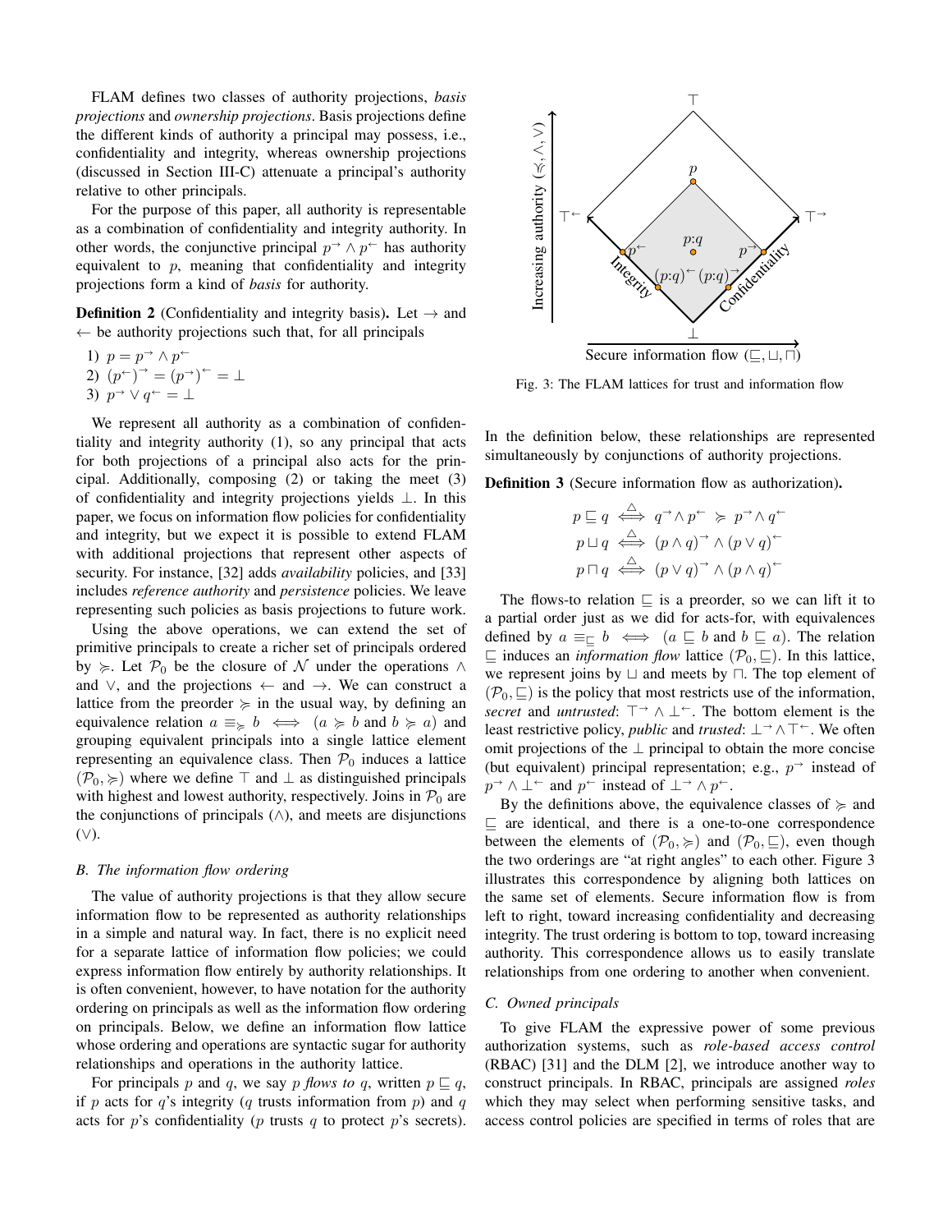FLAM defines two classes of authority projections, *basis projections* and *ownership projections*. Basis projections define the different kinds of authority a principal may possess, i.e., confidentiality and integrity, whereas ownership projections (discussed in Section III-C) attenuate a principal's authority relative to other principals.

For the purpose of this paper, all authority is representable as a combination of confidentiality and integrity authority. In other words, the conjunctive principal $p^{\rightarrow} \wedge p^{\leftarrow}$ has authority equivalent to $p$, meaning that confidentiality and integrity projections form a kind of *basis* for authority.

**Definition 2** (Confidentiality and integrity basis)**.** Let $\rightarrow$ and $\leftarrow$ be authority projections such that, for all principals

1) $p = p^{\rightarrow} \wedge p^{\leftarrow}$
2) $(p^{\leftarrow})^{\rightarrow} = (p^{\rightarrow})^{\leftarrow} = \bot$
3) $p^{\rightarrow} \vee q^{\leftarrow} = \bot$

We represent all authority as a combination of confidentiality and integrity authority (1), so any principal that acts for both projections of a principal also acts for the principal. Additionally, composing (2) or taking the meet (3) of confidentiality and integrity projections yields $\bot$. In this paper, we focus on information flow policies for confidentiality and integrity, but we expect it is possible to extend FLAM with additional projections that represent other aspects of security. For instance, [32] adds *availability* policies, and [33] includes *reference authority* and *persistence* policies. We leave representing such policies as basis projections to future work.

Using the above operations, we can extend the set of primitive principals to create a richer set of principals ordered by $\succcurlyeq$. Let $\mathcal{P}_0$ be the closure of $\mathcal{N}$ under the operations $\wedge$ and $\vee$, and the projections $\leftarrow$ and $\rightarrow$. We can construct a lattice from the preorder $\succcurlyeq$ in the usual way, by defining an equivalence relation $a \equiv_{\succcurlyeq} b \iff (a \succcurlyeq b \text{ and } b \succcurlyeq a)$ and grouping equivalent principals into a single lattice element representing an equivalence class. Then $\mathcal{P}_0$ induces a lattice $(\mathcal{P}_0, \succcurlyeq)$ where we define $\top$ and $\bot$ as distinguished principals with highest and lowest authority, respectively. Joins in $\mathcal{P}_0$ are the conjunctions of principals ($\wedge$), and meets are disjunctions ($\vee$).

### B. The information flow ordering

The value of authority projections is that they allow secure information flow to be represented as authority relationships in a simple and natural way. In fact, there is no explicit need for a separate lattice of information flow policies; we could express information flow entirely by authority relationships. It is often convenient, however, to have notation for the authority ordering on principals as well as the information flow ordering on principals. Below, we define an information flow lattice whose ordering and operations are syntactic sugar for authority relationships and operations in the authority lattice.

For principals $p$ and $q$, we say $p$ *flows to* $q$, written $p \sqsubseteq q$, if $p$ acts for $q$'s integrity ($q$ trusts information from $p$) and $q$ acts for $p$'s confidentiality ($p$ trusts $q$ to protect $p$'s secrets). In the definition below, these relationships are represented simultaneously by conjunctions of authority projections.

Fig. 3: The FLAM lattices for trust and information flow

**Definition 3** (Secure information flow as authorization)**.**

$$p \sqsubseteq q \overset{\triangle}{\iff} q^{\rightarrow} \wedge p^{\leftarrow} \succcurlyeq p^{\rightarrow} \wedge q^{\leftarrow}$$

$$p \sqcup q \overset{\triangle}{\iff} (p \wedge q)^{\rightarrow} \wedge (p \vee q)^{\leftarrow}$$

$$p \sqcap q \overset{\triangle}{\iff} (p \vee q)^{\rightarrow} \wedge (p \wedge q)^{\leftarrow}$$

The flows-to relation $\sqsubseteq$ is a preorder, so we can lift it to a partial order just as we did for acts-for, with equivalences defined by $a \equiv_{\sqsubseteq} b \iff (a \sqsubseteq b \text{ and } b \sqsubseteq a)$. The relation $\sqsubseteq$ induces an *information flow* lattice $(\mathcal{P}_0, \sqsubseteq)$. In this lattice, we represent joins by $\sqcup$ and meets by $\sqcap$. The top element of $(\mathcal{P}_0, \sqsubseteq)$ is the policy that most restricts use of the information, *secret* and *untrusted*: $\top^{\rightarrow} \wedge \bot^{\leftarrow}$. The bottom element is the least restrictive policy, *public* and *trusted*: $\bot^{\rightarrow} \wedge \top^{\leftarrow}$. We often omit projections of the $\bot$ principal to obtain the more concise (but equivalent) principal representation; e.g., $p^{\rightarrow}$ instead of $p^{\rightarrow} \wedge \bot^{\leftarrow}$ and $p^{\leftarrow}$ instead of $\bot^{\rightarrow} \wedge p^{\leftarrow}$.

By the definitions above, the equivalence classes of $\succcurlyeq$ and $\sqsubseteq$ are identical, and there is a one-to-one correspondence between the elements of $(\mathcal{P}_0, \succcurlyeq)$ and $(\mathcal{P}_0, \sqsubseteq)$, even though the two orderings are "at right angles" to each other. Figure 3 illustrates this correspondence by aligning both lattices on the same set of elements. Secure information flow is from left to right, toward increasing confidentiality and decreasing integrity. The trust ordering is bottom to top, toward increasing authority. This correspondence allows us to easily translate relationships from one ordering to another when convenient.

### C. Owned principals

To give FLAM the expressive power of some previous authorization systems, such as *role-based access control* (RBAC) [31] and the DLM [2], we introduce another way to construct principals. In RBAC, principals are assigned *roles* which they may select when performing sensitive tasks, and access control policies are specified in terms of roles that are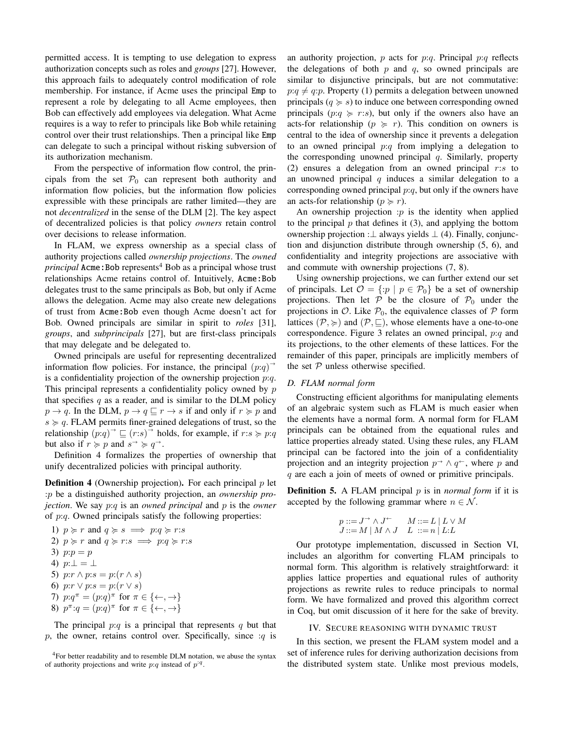permitted access. It is tempting to use delegation to express authorization concepts such as roles and *groups* [27]. However, this approach fails to adequately control modification of role membership. For instance, if Acme uses the principal `Emp` to represent a role by delegating to all Acme employees, then Bob can effectively add employees via delegation. What Acme requires is a way to refer to principals like Bob while retaining control over their trust relationships. Then a principal like `Emp` can delegate to such a principal without risking subversion of its authorization mechanism.

From the perspective of information flow control, the principals from the set $\mathcal{P}_0$ can represent both authority and information flow policies, but the information flow policies expressible with these principals are rather limited—they are not *decentralized* in the sense of the DLM [2]. The key aspect of decentralized policies is that policy *owners* retain control over decisions to release information.

In FLAM, we express ownership as a special class of authority projections called *ownership projections*. The *owned principal* `Acme:Bob` represents[4] Bob as a principal whose trust relationships Acme retains control of. Intuitively, `Acme:Bob` delegates trust to the same principals as Bob, but only if Acme allows the delegation. Acme may also create new delegations of trust from `Acme:Bob` even though Acme doesn't act for Bob. Owned principals are similar in spirit to *roles* [31], *groups*, and *subprincipals* [27], but are first-class principals that may delegate and be delegated to.

Owned principals are useful for representing decentralized information flow policies. For instance, the principal $(p{:}q)^{\rightarrow}$ is a confidentiality projection of the ownership projection $p{:}q$. This principal represents a confidentiality policy owned by $p$ that specifies $q$ as a reader, and is similar to the DLM policy $p \rightarrow q$. In the DLM, $p \rightarrow q \sqsubseteq r \rightarrow s$ if and only if $r \succcurlyeq p$ and $s \succcurlyeq q$. FLAM permits finer-grained delegations of trust, so the relationship $(p{:}q)^{\rightarrow} \sqsubseteq (r{:}s)^{\rightarrow}$ holds, for example, if $r{:}s \succcurlyeq p{:}q$ but also if $r \succcurlyeq p$ and $s^{\rightarrow} \succcurlyeq q^{\rightarrow}$.

Definition 4 formalizes the properties of ownership that unify decentralized policies with principal authority.

**Definition 4** (Ownership projection)**.** For each principal $p$ let $:p$ be a distinguished authority projection, an *ownership projection*. We say $p{:}q$ is an *owned principal* and $p$ is the *owner* of $p{:}q$. Owned principals satisfy the following properties:

1) $p \succcurlyeq r$ and $q \succcurlyeq s \implies p{:}q \succcurlyeq r{:}s$
2) $p \succcurlyeq r$ and $q \succcurlyeq r{:}s \implies p{:}q \succcurlyeq r{:}s$
3) $p{:}p = p$
4) $p{:}\bot = \bot$
5) $p{:}r \wedge p{:}s = p{:}(r \wedge s)$
6) $p{:}r \vee p{:}s = p{:}(r \vee s)$
7) $p{:}q^{\pi} = (p{:}q)^{\pi}$ for $\pi \in \{\leftarrow, \rightarrow\}$
8) $p^{\pi}{:}q = (p{:}q)^{\pi}$ for $\pi \in \{\leftarrow, \rightarrow\}$

The principal $p{:}q$ is a principal that represents $q$ but that $p$, the owner, retains control over. Specifically, since $:q$ is an authority projection, $p$ acts for $p{:}q$. Principal $p{:}q$ reflects the delegations of both $p$ and $q$, so owned principals are similar to disjunctive principals, but are not commutative: $p{:}q \neq q{:}p$. Property (1) permits a delegation between unowned principals ($q \succcurlyeq s$) to induce one between corresponding owned principals ($p{:}q \succcurlyeq r{:}s$), but only if the owners also have an acts-for relationship ($p \succcurlyeq r$). This condition on owners is central to the idea of ownership since it prevents a delegation to an owned principal $p{:}q$ from implying a delegation to the corresponding unowned principal $q$. Similarly, property (2) ensures a delegation from an owned principal $r{:}s$ to an unowned principal $q$ induces a similar delegation to a corresponding owned principal $p{:}q$, but only if the owners have an acts-for relationship ($p \succcurlyeq r$).

An ownership projection $:p$ is the identity when applied to the principal $p$ that defines it (3), and applying the bottom ownership projection $:\bot$ always yields $\bot$ (4). Finally, conjunction and disjunction distribute through ownership (5, 6), and confidentiality and integrity projections are associative with and commute with ownership projections (7, 8).

Using ownership projections, we can further extend our set of principals. Let $\mathcal{O} = \{:p \mid p \in \mathcal{P}_0\}$ be a set of ownership projections. Then let $\mathcal{P}$ be the closure of $\mathcal{P}_0$ under the projections in $\mathcal{O}$. Like $\mathcal{P}_0$, the equivalence classes of $\mathcal{P}$ form lattices $(\mathcal{P}, \succcurlyeq)$ and $(\mathcal{P}, \sqsubseteq)$, whose elements have a one-to-one correspondence. Figure 3 relates an owned principal, $p{:}q$ and its projections, to the other elements of these lattices. For the remainder of this paper, principals are implicitly members of the set $\mathcal{P}$ unless otherwise specified.

### D. FLAM normal form

Constructing efficient algorithms for manipulating elements of an algebraic system such as FLAM is much easier when the elements have a normal form. A normal form for FLAM principals can be obtained from the equational rules and lattice properties already stated. Using these rules, any FLAM principal can be factored into the join of a confidentiality projection and an integrity projection $p^{\rightarrow} \wedge q^{\leftarrow}$, where $p$ and $q$ are each a join of meets of owned or primitive principals.

**Definition 5.** A FLAM principal $p$ is in *normal form* if it is accepted by the following grammar where $n \in \mathcal{N}$.

$$
\begin{array}{ll}
p ::= J^{\rightarrow} \wedge J^{\leftarrow} & M ::= L \mid L \vee M \\
J ::= M \mid M \wedge J & L \ ::= n \mid L{:}L
\end{array}
$$

Our prototype implementation, discussed in Section VI, includes an algorithm for converting FLAM principals to normal form. This algorithm is relatively straightforward: it applies lattice properties and equational rules of authority projections as rewrite rules to reduce principals to normal form. We have formalized and proved this algorithm correct in Coq, but omit discussion of it here for the sake of brevity.

## IV. Secure reasoning with dynamic trust

In this section, we present the FLAM system model and a set of inference rules for deriving authorization decisions from the distributed system state. Unlike most previous models,

[4] For better readability and to resemble DLM notation, we abuse the syntax of authority projections and write $p{:}q$ instead of $p^{:q}$.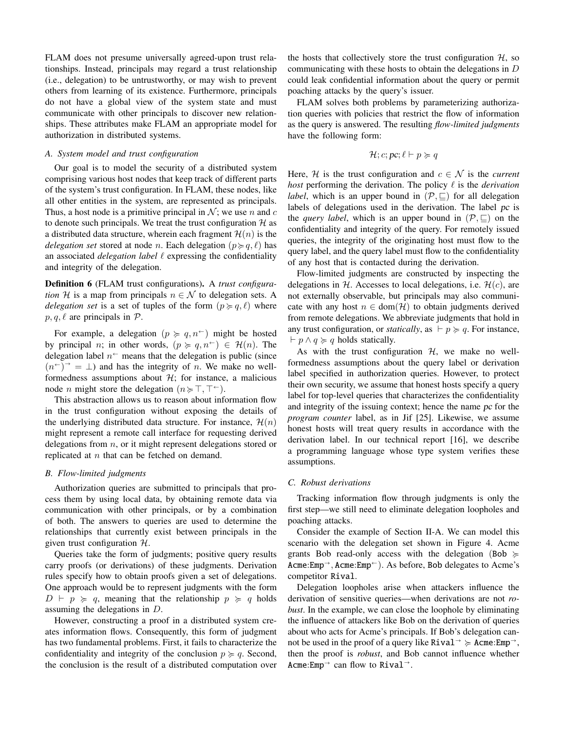FLAM does not presume universally agreed-upon trust relationships. Instead, principals may regard a trust relationship (i.e., delegation) to be untrustworthy, or may wish to prevent others from learning of its existence. Furthermore, principals do not have a global view of the system state and must communicate with other principals to discover new relationships. These attributes make FLAM an appropriate model for authorization in distributed systems.

### A. System model and trust configuration

Our goal is to model the security of a distributed system comprising various host nodes that keep track of different parts of the system's trust configuration. In FLAM, these nodes, like all other entities in the system, are represented as principals. Thus, a host node is a primitive principal in $\mathcal{N}$; we use $n$ and $c$ to denote such principals. We treat the trust configuration $\mathcal{H}$ as a distributed data structure, wherein each fragment $\mathcal{H}(n)$ is the *delegation set* stored at node $n$. Each delegation $(p \succcurlyeq q, \ell)$ has an associated *delegation label* $\ell$ expressing the confidentiality and integrity of the delegation.

**Definition 6** (FLAM trust configurations)**.** A *trust configuration* $\mathcal{H}$ is a map from principals $n \in \mathcal{N}$ to delegation sets. A *delegation set* is a set of tuples of the form $(p \succcurlyeq q, \ell)$ where $p, q, \ell$ are principals in $\mathcal{P}$.

For example, a delegation $(p \succcurlyeq q, n^{\leftarrow})$ might be hosted by principal $n$; in other words, $(p \succcurlyeq q, n^{\leftarrow}) \in \mathcal{H}(n)$. The delegation label $n^{\leftarrow}$ means that the delegation is public (since $(n^{\leftarrow})^{\rightarrow} = \bot$) and has the integrity of $n$. We make no well-formedness assumptions about $\mathcal{H}$; for instance, a malicious node $n$ might store the delegation $(n \succcurlyeq \top, \top^{\leftarrow})$.

This abstraction allows us to reason about information flow in the trust configuration without exposing the details of the underlying distributed data structure. For instance, $\mathcal{H}(n)$ might represent a remote call interface for requesting derived delegations from $n$, or it might represent delegations stored or replicated at $n$ that can be fetched on demand.

### B. Flow-limited judgments

Authorization queries are submitted to principals that process them by using local data, by obtaining remote data via communication with other principals, or by a combination of both. The answers to queries are used to determine the relationships that currently exist between principals in the given trust configuration $\mathcal{H}$.

Queries take the form of judgments; positive query results carry proofs (or derivations) of these judgments. Derivation rules specify how to obtain proofs given a set of delegations. One approach would be to represent judgments with the form $D \vdash p \succcurlyeq q$, meaning that the relationship $p \succcurlyeq q$ holds assuming the delegations in $D$.

However, constructing a proof in a distributed system creates information flows. Consequently, this form of judgment has two fundamental problems. First, it fails to characterize the confidentiality and integrity of the conclusion $p \succcurlyeq q$. Second, the conclusion is the result of a distributed computation over the hosts that collectively store the trust configuration $\mathcal{H}$, so communicating with these hosts to obtain the delegations in $D$ could leak confidential information about the query or permit poaching attacks by the query's issuer.

FLAM solves both problems by parameterizing authorization queries with policies that restrict the flow of information as the query is answered. The resulting *flow-limited judgments* have the following form:

$$\mathcal{H}; c; pc; \ell \vdash p \succcurlyeq q$$

Here, $\mathcal{H}$ is the trust configuration and $c \in \mathcal{N}$ is the *current host* performing the derivation. The policy $\ell$ is the *derivation label*, which is an upper bound in $(\mathcal{P}, \sqsubseteq)$ for all delegation labels of delegations used in the derivation. The label $pc$ is the *query label*, which is an upper bound in $(\mathcal{P}, \sqsubseteq)$ on the confidentiality and integrity of the query. For remotely issued queries, the integrity of the originating host must flow to the query label, and the query label must flow to the confidentiality of any host that is contacted during the derivation.

Flow-limited judgments are constructed by inspecting the delegations in $\mathcal{H}$. Accesses to local delegations, i.e. $\mathcal{H}(c)$, are not externally observable, but principals may also communicate with any host $n \in \mathrm{dom}(\mathcal{H})$ to obtain judgments derived from remote delegations. We abbreviate judgments that hold in any trust configuration, or *statically*, as $\vdash p \succcurlyeq q$. For instance, $\vdash p \wedge q \succcurlyeq q$ holds statically.

As with the trust configuration $\mathcal{H}$, we make no well-formedness assumptions about the query label or derivation label specified in authorization queries. However, to protect their own security, we assume that honest hosts specify a query label for top-level queries that characterizes the confidentiality and integrity of the issuing context; hence the name $pc$ for the *program counter* label, as in Jif [25]. Likewise, we assume honest hosts will treat query results in accordance with the derivation label. In our technical report [16], we describe a programming language whose type system verifies these assumptions.

### C. Robust derivations

Tracking information flow through judgments is only the first step—we still need to eliminate delegation loopholes and poaching attacks.

Consider the example of Section II-A. We can model this scenario with the delegation set shown in Figure 4. Acme grants Bob read-only access with the delegation $(\texttt{Bob} \succcurlyeq \texttt{Acme:Emp}^{\rightarrow}, \texttt{Acme:Emp}^{\leftarrow})$. As before, Bob delegates to Acme's competitor Rival.

Delegation loopholes arise when attackers influence the derivation of sensitive queries—when derivations are not *robust*. In the example, we can close the loophole by eliminating the influence of attackers like Bob on the derivation of queries about who acts for Acme's principals. If Bob's delegation cannot be used in the proof of a query like $\texttt{Rival}^{\rightarrow} \succcurlyeq \texttt{Acme:Emp}^{\rightarrow}$, then the proof is *robust*, and Bob cannot influence whether $\texttt{Acme:Emp}^{\rightarrow}$ can flow to $\texttt{Rival}^{\rightarrow}$.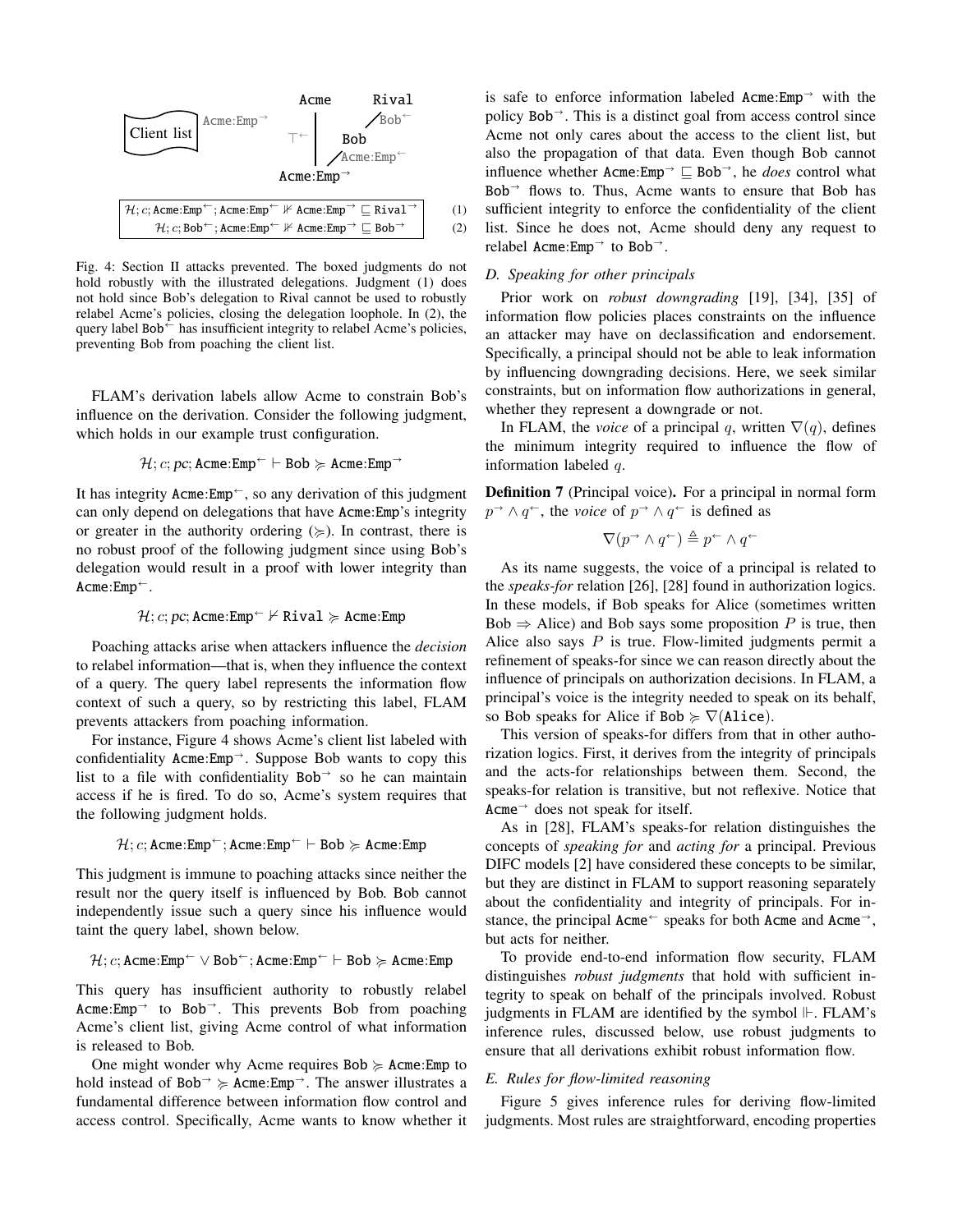$$\mathcal{H}; c; \texttt{Acme:Emp}^{\leftarrow}; \texttt{Acme:Emp}^{\leftarrow} \not\Vdash \texttt{Acme:Emp}^{\rightarrow} \sqsubseteq \texttt{Rival}^{\rightarrow} \quad (1)$$

$$\mathcal{H}; c; \texttt{Bob}^{\leftarrow}; \texttt{Acme:Emp}^{\leftarrow} \not\Vdash \texttt{Acme:Emp}^{\rightarrow} \sqsubseteq \texttt{Bob}^{\rightarrow} \quad (2)$$

Fig. 4: Section II attacks prevented. The boxed judgments do not hold robustly with the illustrated delegations. Judgment (1) does not hold since Bob's delegation to Rival cannot be used to robustly relabel Acme's policies, closing the delegation loophole. In (2), the query label $\texttt{Bob}^{\leftarrow}$ has insufficient integrity to relabel Acme's policies, preventing Bob from poaching the client list.

FLAM's derivation labels allow Acme to constrain Bob's influence on the derivation. Consider the following judgment, which holds in our example trust configuration.

$$\mathcal{H}; c; pc; \texttt{Acme:Emp}^{\leftarrow} \vdash \texttt{Bob} \succcurlyeq \texttt{Acme:Emp}^{\rightarrow}$$

It has integrity $\texttt{Acme:Emp}^{\leftarrow}$, so any derivation of this judgment can only depend on delegations that have $\texttt{Acme:Emp}$'s integrity or greater in the authority ordering ($\succcurlyeq$). In contrast, there is no robust proof of the following judgment since using Bob's delegation would result in a proof with lower integrity than $\texttt{Acme:Emp}^{\leftarrow}$.

$$\mathcal{H}; c; pc; \texttt{Acme:Emp}^{\leftarrow} \nvdash \texttt{Rival} \succcurlyeq \texttt{Acme:Emp}$$

Poaching attacks arise when attackers influence the *decision* to relabel information—that is, when they influence the context of a query. The query label represents the information flow context of such a query, so by restricting this label, FLAM prevents attackers from poaching information.

For instance, Figure 4 shows Acme's client list labeled with confidentiality $\texttt{Acme:Emp}^{\rightarrow}$. Suppose Bob wants to copy this list to a file with confidentiality $\texttt{Bob}^{\rightarrow}$ so he can maintain access if he is fired. To do so, Acme's system requires that the following judgment holds.

$$\mathcal{H}; c; \texttt{Acme:Emp}^{\leftarrow}; \texttt{Acme:Emp}^{\leftarrow} \vdash \texttt{Bob} \succcurlyeq \texttt{Acme:Emp}$$

This judgment is immune to poaching attacks since neither the result nor the query itself is influenced by Bob. Bob cannot independently issue such a query since his influence would taint the query label, shown below.

$$\mathcal{H}; c; \texttt{Acme:Emp}^{\leftarrow} \vee \texttt{Bob}^{\leftarrow}; \texttt{Acme:Emp}^{\leftarrow} \vdash \texttt{Bob} \succcurlyeq \texttt{Acme:Emp}$$

This query has insufficient authority to robustly relabel $\texttt{Acme:Emp}^{\rightarrow}$ to $\texttt{Bob}^{\rightarrow}$. This prevents Bob from poaching Acme's client list, giving Acme control of what information is released to Bob.

One might wonder why Acme requires $\texttt{Bob} \succcurlyeq \texttt{Acme:Emp}$ to hold instead of $\texttt{Bob}^{\rightarrow} \succcurlyeq \texttt{Acme:Emp}^{\rightarrow}$. The answer illustrates a fundamental difference between information flow control and access control. Specifically, Acme wants to know whether it is safe to enforce information labeled $\texttt{Acme:Emp}^{\rightarrow}$ with the policy $\texttt{Bob}^{\rightarrow}$. This is a distinct goal from access control since Acme not only cares about the access to the client list, but also the propagation of that data. Even though Bob cannot influence whether $\texttt{Acme:Emp}^{\rightarrow} \sqsubseteq \texttt{Bob}^{\rightarrow}$, he *does* control what $\texttt{Bob}^{\rightarrow}$ flows to. Thus, Acme wants to ensure that Bob has sufficient integrity to enforce the confidentiality of the client list. Since he does not, Acme should deny any request to relabel $\texttt{Acme:Emp}^{\rightarrow}$ to $\texttt{Bob}^{\rightarrow}$.

### D. Speaking for other principals

Prior work on *robust downgrading* [19], [34], [35] of information flow policies places constraints on the influence an attacker may have on declassification and endorsement. Specifically, a principal should not be able to leak information by influencing downgrading decisions. Here, we seek similar constraints, but on information flow authorizations in general, whether they represent a downgrade or not.

In FLAM, the *voice* of a principal $q$, written $\nabla(q)$, defines the minimum integrity required to influence the flow of information labeled $q$.

**Definition 7** (Principal voice)**.** For a principal in normal form $p^{\rightarrow} \wedge q^{\leftarrow}$, the *voice* of $p^{\rightarrow} \wedge q^{\leftarrow}$ is defined as

$$\nabla(p^{\rightarrow} \wedge q^{\leftarrow}) \triangleq p^{\leftarrow} \wedge q^{\leftarrow}$$

As its name suggests, the voice of a principal is related to the *speaks-for* relation [26], [28] found in authorization logics. In these models, if Bob speaks for Alice (sometimes written Bob $\Rightarrow$ Alice) and Bob says some proposition $P$ is true, then Alice also says $P$ is true. Flow-limited judgments permit a refinement of speaks-for since we can reason directly about the influence of principals on authorization decisions. In FLAM, a principal's voice is the integrity needed to speak on its behalf, so Bob speaks for Alice if $\texttt{Bob} \succcurlyeq \nabla(\texttt{Alice})$.

This version of speaks-for differs from that in other authorization logics. First, it derives from the integrity of principals and the acts-for relationships between them. Second, the speaks-for relation is transitive, but not reflexive. Notice that $\texttt{Acme}^{\rightarrow}$ does not speak for itself.

As in [28], FLAM's speaks-for relation distinguishes the concepts of *speaking for* and *acting for* a principal. Previous DIFC models [2] have considered these concepts to be similar, but they are distinct in FLAM to support reasoning separately about the confidentiality and integrity of principals. For instance, the principal $\texttt{Acme}^{\leftarrow}$ speaks for both $\texttt{Acme}$ and $\texttt{Acme}^{\rightarrow}$, but acts for neither.

To provide end-to-end information flow security, FLAM distinguishes *robust judgments* that hold with sufficient integrity to speak on behalf of the principals involved. Robust judgments in FLAM are identified by the symbol $\Vdash$. FLAM's inference rules, discussed below, use robust judgments to ensure that all derivations exhibit robust information flow.

### E. Rules for flow-limited reasoning

Figure 5 gives inference rules for deriving flow-limited judgments. Most rules are straightforward, encoding properties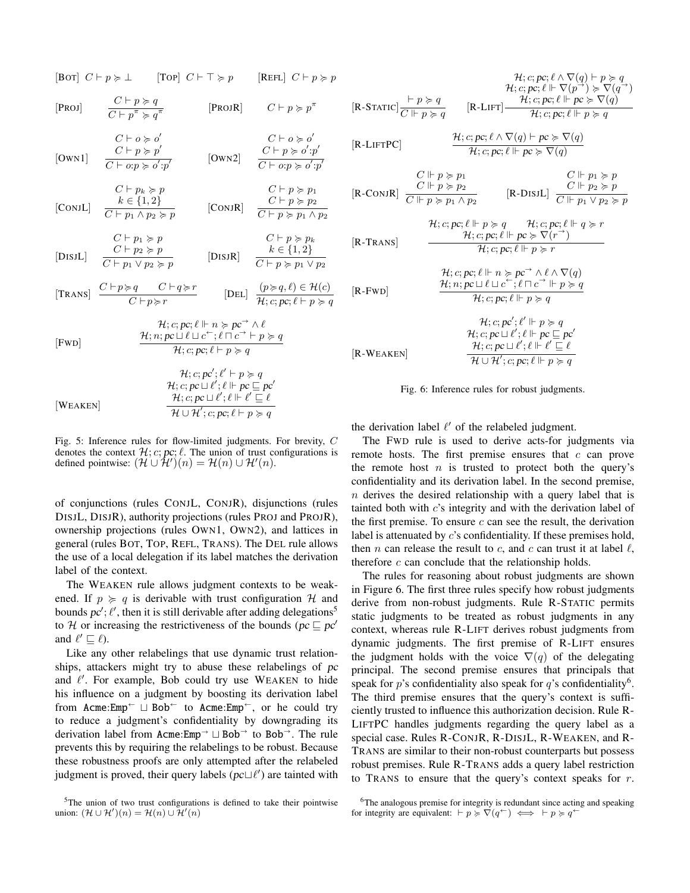$$[\text{BOT}]\ C \vdash p \succcurlyeq \bot \qquad [\text{TOP}]\ C \vdash \top \succcurlyeq p \qquad [\text{REFL}]\ C \vdash p \succcurlyeq p$$

$$[\text{PROJ}]\ \frac{C \vdash p \succcurlyeq q}{C \vdash p^\pi \succcurlyeq q^\pi} \qquad [\text{PROJR}]\ C \vdash p \succcurlyeq p^\pi$$

$$[\text{OWN1}]\ \frac{C \vdash o \succcurlyeq o' \quad C \vdash p \succcurlyeq p'}{C \vdash o{:}p \succcurlyeq o'{:}p'} \qquad [\text{OWN2}]\ \frac{C \vdash o \succcurlyeq o' \quad C \vdash p \succcurlyeq o'{:}p'}{C \vdash o{:}p \succcurlyeq o'{:}p'}$$

$$[\text{CONJL}]\ \frac{C \vdash p_k \succcurlyeq p \quad k \in \{1,2\}}{C \vdash p_1 \wedge p_2 \succcurlyeq p} \qquad [\text{CONJR}]\ \frac{C \vdash p \succcurlyeq p_1 \quad C \vdash p \succcurlyeq p_2}{C \vdash p \succcurlyeq p_1 \wedge p_2}$$

$$[\text{DISJL}]\ \frac{C \vdash p_1 \succcurlyeq p \quad C \vdash p_2 \succcurlyeq p}{C \vdash p_1 \vee p_2 \succcurlyeq p} \qquad [\text{DISJR}]\ \frac{C \vdash p \succcurlyeq p_k \quad k \in \{1,2\}}{C \vdash p \succcurlyeq p_1 \vee p_2}$$

$$[\text{TRANS}]\ \frac{C \vdash p \succcurlyeq q \qquad C \vdash q \succcurlyeq r}{C \vdash p \succcurlyeq r} \qquad [\text{DEL}]\ \frac{(p \succcurlyeq q, \ell) \in \mathcal{H}(c)}{\mathcal{H}; c; pc; \ell \vdash p \succcurlyeq q}$$

$$[\text{FWD}]\ \frac{\mathcal{H}; c; pc; \ell \Vdash n \succcurlyeq pc^\rightarrow \wedge \ell \qquad \mathcal{H}; n; pc \sqcup \ell \sqcup c^\leftarrow; \ell \sqcap c^\rightarrow \vdash p \succcurlyeq q}{\mathcal{H}; c; pc; \ell \vdash p \succcurlyeq q}$$

$$[\text{WEAKEN}]\ \frac{\mathcal{H}; c; pc'; \ell' \vdash p \succcurlyeq q \qquad \mathcal{H}; c; pc \sqcup \ell'; \ell \Vdash pc \sqsubseteq pc' \qquad \mathcal{H}; c; pc \sqcup \ell'; \ell \Vdash \ell' \sqsubseteq \ell}{\mathcal{H} \cup \mathcal{H}'; c; pc; \ell \vdash p \succcurlyeq q}$$

Fig. 5: Inference rules for flow-limited judgments. For brevity, $C$ denotes the context $\mathcal{H}; c; pc; \ell$. The union of trust configurations is defined pointwise: $(\mathcal{H} \cup \mathcal{H}')(n) = \mathcal{H}(n) \cup \mathcal{H}'(n)$.

of conjunctions (rules CONJL, CONJR), disjunctions (rules DISJL, DISJR), authority projections (rules PROJ and PROJR), ownership projections (rules OWN1, OWN2), and lattices in general (rules BOT, TOP, REFL, TRANS). The DEL rule allows the use of a local delegation if its label matches the derivation label of the context.

The WEAKEN rule allows judgment contexts to be weakened. If $p \succcurlyeq q$ is derivable with trust configuration $\mathcal{H}$ and bounds $pc'; \ell'$, then it is still derivable after adding delegations[5] to $\mathcal{H}$ or increasing the restrictiveness of the bounds ($pc \sqsubseteq pc'$ and $\ell' \sqsubseteq \ell$).

Like any other relabelings that use dynamic trust relationships, attackers might try to abuse these relabelings of $pc$ and $\ell'$. For example, Bob could try use WEAKEN to hide his influence on a judgment by boosting its derivation label from $\texttt{Acme:Emp}^\leftarrow \sqcup \texttt{Bob}^\leftarrow$ to $\texttt{Acme:Emp}^\leftarrow$, or he could try to reduce a judgment's confidentiality by downgrading its derivation label from $\texttt{Acme:Emp}^\rightarrow \sqcup \texttt{Bob}^\rightarrow$ to $\texttt{Bob}^\rightarrow$. The rule prevents this by requiring the relabelings to be robust. Because these robustness proofs are only attempted after the relabeled judgment is proved, their query labels ($pc \sqcup \ell'$) are tainted with the derivation label $\ell'$ of the relabeled judgment.

The FWD rule is used to derive acts-for judgments via remote hosts. The first premise ensures that $c$ can prove the remote host $n$ is trusted to protect both the query's confidentiality and its derivation label. In the second premise, $n$ derives the desired relationship with a query label that is tainted both with $c$'s integrity and with the derivation label of the first premise. To ensure $c$ can see the result, the derivation label is attenuated by $c$'s confidentiality. If these premises hold, then $n$ can release the result to $c$, and $c$ can trust it at label $\ell$, therefore $c$ can conclude that the relationship holds.

$$[\text{R-STATIC}]\ \frac{\vdash p \succcurlyeq q}{C \Vdash p \succcurlyeq q} \qquad [\text{R-LIFT}]\ \frac{\mathcal{H}; c; pc; \ell \wedge \nabla(q) \vdash p \succcurlyeq q \qquad \mathcal{H}; c; pc; \ell \Vdash \nabla(p^\rightarrow) \succcurlyeq \nabla(q^\rightarrow) \qquad \mathcal{H}; c; pc; \ell \Vdash pc \succcurlyeq \nabla(q)}{\mathcal{H}; c; pc; \ell \Vdash p \succcurlyeq q}$$

$$[\text{R-LIFTPC}]\ \frac{\mathcal{H}; c; pc; \ell \wedge \nabla(q) \vdash pc \succcurlyeq \nabla(q)}{\mathcal{H}; c; pc; \ell \Vdash pc \succcurlyeq \nabla(q)}$$

$$[\text{R-CONJR}]\ \frac{C \Vdash p \succcurlyeq p_1 \quad C \Vdash p \succcurlyeq p_2}{C \Vdash p \succcurlyeq p_1 \wedge p_2} \qquad [\text{R-DISJL}]\ \frac{C \Vdash p_1 \succcurlyeq p \quad C \Vdash p_2 \succcurlyeq p}{C \Vdash p_1 \vee p_2 \succcurlyeq p}$$

$$[\text{R-TRANS}]\ \frac{\mathcal{H}; c; pc; \ell \Vdash p \succcurlyeq q \qquad \mathcal{H}; c; pc; \ell \Vdash q \succcurlyeq r \qquad \mathcal{H}; c; pc; \ell \Vdash pc \succcurlyeq \nabla(r^\rightarrow)}{\mathcal{H}; c; pc; \ell \Vdash p \succcurlyeq r}$$

$$[\text{R-FWD}]\ \frac{\mathcal{H}; c; pc; \ell \Vdash n \succcurlyeq pc^\rightarrow \wedge \ell \wedge \nabla(q) \qquad \mathcal{H}; n; pc \sqcup \ell \sqcup c^\leftarrow; \ell \sqcap c^\rightarrow \Vdash p \succcurlyeq q}{\mathcal{H}; c; pc; \ell \Vdash p \succcurlyeq q}$$

$$[\text{R-WEAKEN}]\ \frac{\mathcal{H}; c; pc'; \ell' \Vdash p \succcurlyeq q \qquad \mathcal{H}; c; pc \sqcup \ell'; \ell \Vdash pc \sqsubseteq pc' \qquad \mathcal{H}; c; pc \sqcup \ell'; \ell \Vdash \ell' \sqsubseteq \ell}{\mathcal{H} \cup \mathcal{H}'; c; pc; \ell \Vdash p \succcurlyeq q}$$

Fig. 6: Inference rules for robust judgments.

The rules for reasoning about robust judgments are shown in Figure 6. The first three rules specify how robust judgments derive from non-robust judgments. Rule R-STATIC permits static judgments to be treated as robust judgments in any context, whereas rule R-LIFT derives robust judgments from dynamic judgments. The first premise of R-LIFT ensures the judgment holds with the voice $\nabla(q)$ of the delegating principal. The second premise ensures that principals that speak for $p$'s confidentiality also speak for $q$'s confidentiality[6]. The third premise ensures that the query's context is sufficiently trusted to influence this authorization decision. Rule R-LIFTPC handles judgments regarding the query label as a special case. Rules R-CONJR, R-DISJL, R-WEAKEN, and R-TRANS are similar to their non-robust counterparts but possess robust premises. Rule R-TRANS adds a query label restriction to TRANS to ensure that the query's context speaks for $r$.

[5]The union of two trust configurations is defined to take their pointwise union: $(\mathcal{H} \cup \mathcal{H}')(n) = \mathcal{H}(n) \cup \mathcal{H}'(n)$

[6]The analogous premise for integrity is redundant since acting and speaking for integrity are equivalent: $\vdash p \succcurlyeq \nabla(q^\leftarrow) \iff \vdash p \succcurlyeq q^\leftarrow$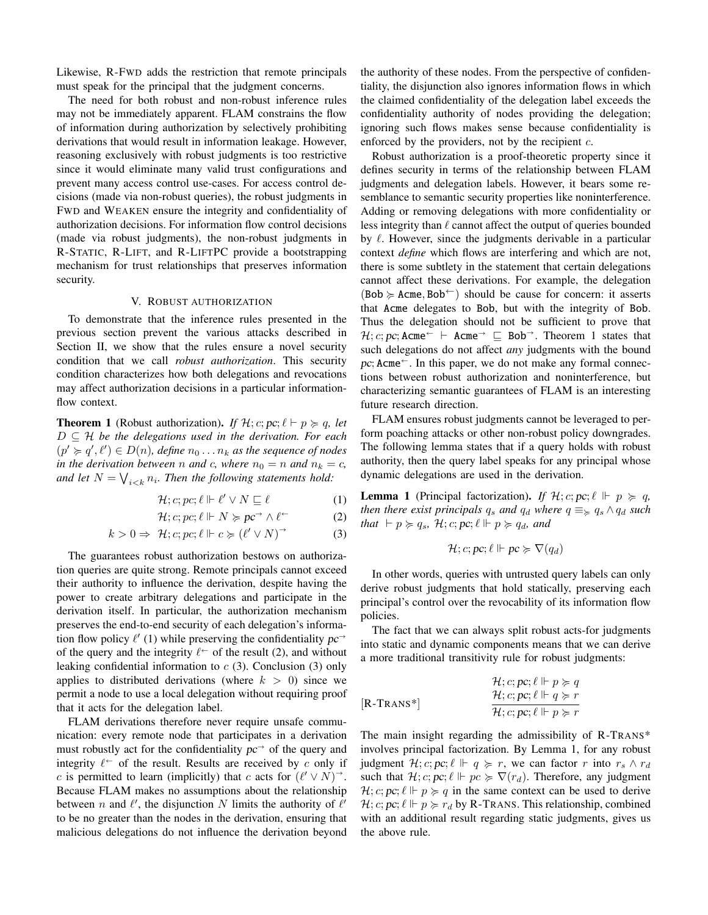Likewise, R-FWD adds the restriction that remote principals must speak for the principal that the judgment concerns.

The need for both robust and non-robust inference rules may not be immediately apparent. FLAM constrains the flow of information during authorization by selectively prohibiting derivations that would result in information leakage. However, reasoning exclusively with robust judgments is too restrictive since it would eliminate many valid trust configurations and prevent many access control use-cases. For access control decisions (made via non-robust queries), the robust judgments in FWD and WEAKEN ensure the integrity and confidentiality of authorization decisions. For information flow control decisions (made via robust judgments), the non-robust judgments in R-STATIC, R-LIFT, and R-LIFTPC provide a bootstrapping mechanism for trust relationships that preserves information security.

## V. Robust authorization

To demonstrate that the inference rules presented in the previous section prevent the various attacks described in Section II, we show that the rules ensure a novel security condition that we call *robust authorization*. This security condition characterizes how both delegations and revocations may affect authorization decisions in a particular information-flow context.

**Theorem 1** (Robust authorization). *If $\mathcal{H}; c; pc; \ell \vdash p \succcurlyeq q$, let $D \subseteq \mathcal{H}$ be the delegations used in the derivation. For each $(p' \succcurlyeq q', \ell') \in D(n)$, define $n_0 \ldots n_k$ as the sequence of nodes in the derivation between $n$ and $c$, where $n_0 = n$ and $n_k = c$, and let $N = \bigvee_{i<k} n_i$. Then the following statements hold:*

$$\mathcal{H}; c; pc; \ell \Vdash \ell' \vee N \sqsubseteq \ell \tag{1}$$

$$\mathcal{H}; c; pc; \ell \Vdash N \succcurlyeq pc^{\rightarrow} \wedge \ell^{\leftarrow} \tag{2}$$

$$k > 0 \Rightarrow \mathcal{H}; c; pc; \ell \Vdash c \succcurlyeq (\ell' \vee N)^{\rightarrow} \tag{3}$$

The guarantees robust authorization bestows on authorization queries are quite strong. Remote principals cannot exceed their authority to influence the derivation, despite having the power to create arbitrary delegations and participate in the derivation itself. In particular, the authorization mechanism preserves the end-to-end security of each delegation's information flow policy $\ell'$ (1) while preserving the confidentiality $pc^{\rightarrow}$ of the query and the integrity $\ell^{\leftarrow}$ of the result (2), and without leaking confidential information to $c$ (3). Conclusion (3) only applies to distributed derivations (where $k > 0$) since we permit a node to use a local delegation without requiring proof that it acts for the delegation label.

FLAM derivations therefore never require unsafe communication: every remote node that participates in a derivation must robustly act for the confidentiality $pc^{\rightarrow}$ of the query and integrity $\ell^{\leftarrow}$ of the result. Results are received by $c$ only if $c$ is permitted to learn (implicitly) that $c$ acts for $(\ell' \vee N)^{\rightarrow}$. Because FLAM makes no assumptions about the relationship between $n$ and $\ell'$, the disjunction $N$ limits the authority of $\ell'$ to be no greater than the nodes in the derivation, ensuring that malicious delegations do not influence the derivation beyond the authority of these nodes. From the perspective of confidentiality, the disjunction also ignores information flows in which the claimed confidentiality of the delegation label exceeds the confidentiality authority of nodes providing the delegation; ignoring such flows makes sense because confidentiality is enforced by the providers, not by the recipient $c$.

Robust authorization is a proof-theoretic property since it defines security in terms of the relationship between FLAM judgments and delegation labels. However, it bears some resemblance to semantic security properties like noninterference. Adding or removing delegations with more confidentiality or less integrity than $\ell$ cannot affect the output of queries bounded by $\ell$. However, since the judgments derivable in a particular context *define* which flows are interfering and which are not, there is some subtlety in the statement that certain delegations cannot affect these derivations. For example, the delegation $(\texttt{Bob} \succcurlyeq \texttt{Acme}, \texttt{Bob}^{\leftarrow})$ should be cause for concern: it asserts that Acme delegates to Bob, but with the integrity of Bob. Thus the delegation should not be sufficient to prove that $\mathcal{H}; c; pc; \texttt{Acme}^{\leftarrow} \vdash \texttt{Acme}^{\rightarrow} \sqsubseteq \texttt{Bob}^{\rightarrow}$. Theorem 1 states that such delegations do not affect *any* judgments with the bound $pc; \texttt{Acme}^{\leftarrow}$. In this paper, we do not make any formal connections between robust authorization and noninterference, but characterizing semantic guarantees of FLAM is an interesting future research direction.

FLAM ensures robust judgments cannot be leveraged to perform poaching attacks or other non-robust policy downgrades. The following lemma states that if a query holds with robust authority, then the query label speaks for any principal whose dynamic delegations are used in the derivation.

**Lemma 1** (Principal factorization). *If $\mathcal{H}; c; pc; \ell \Vdash p \succcurlyeq q$, then there exist principals $q_s$ and $q_d$ where $q \equiv_{\succcurlyeq} q_s \wedge q_d$ such that $\vdash p \succcurlyeq q_s$, $\mathcal{H}; c; pc; \ell \Vdash p \succcurlyeq q_d$, and*

$$\mathcal{H}; c; pc; \ell \Vdash pc \succcurlyeq \nabla(q_d)$$

In other words, queries with untrusted query labels can only derive robust judgments that hold statically, preserving each principal's control over the revocability of its information flow policies.

The fact that we can always split robust acts-for judgments into static and dynamic components means that we can derive a more traditional transitivity rule for robust judgments:

$$[\text{R-TRANS*}] \quad \frac{\mathcal{H}; c; pc; \ell \Vdash p \succcurlyeq q \qquad \mathcal{H}; c; pc; \ell \Vdash q \succcurlyeq r}{\mathcal{H}; c; pc; \ell \Vdash p \succcurlyeq r}$$

The main insight regarding the admissibility of R-TRANS* involves principal factorization. By Lemma 1, for any robust judgment $\mathcal{H}; c; pc; \ell \Vdash q \succcurlyeq r$, we can factor $r$ into $r_s \wedge r_d$ such that $\mathcal{H}; c; pc; \ell \Vdash pc \succcurlyeq \nabla(r_d)$. Therefore, any judgment $\mathcal{H}; c; pc; \ell \Vdash p \succcurlyeq q$ in the same context can be used to derive $\mathcal{H}; c; pc; \ell \Vdash p \succcurlyeq r_d$ by R-TRANS. This relationship, combined with an additional result regarding static judgments, gives us the above rule.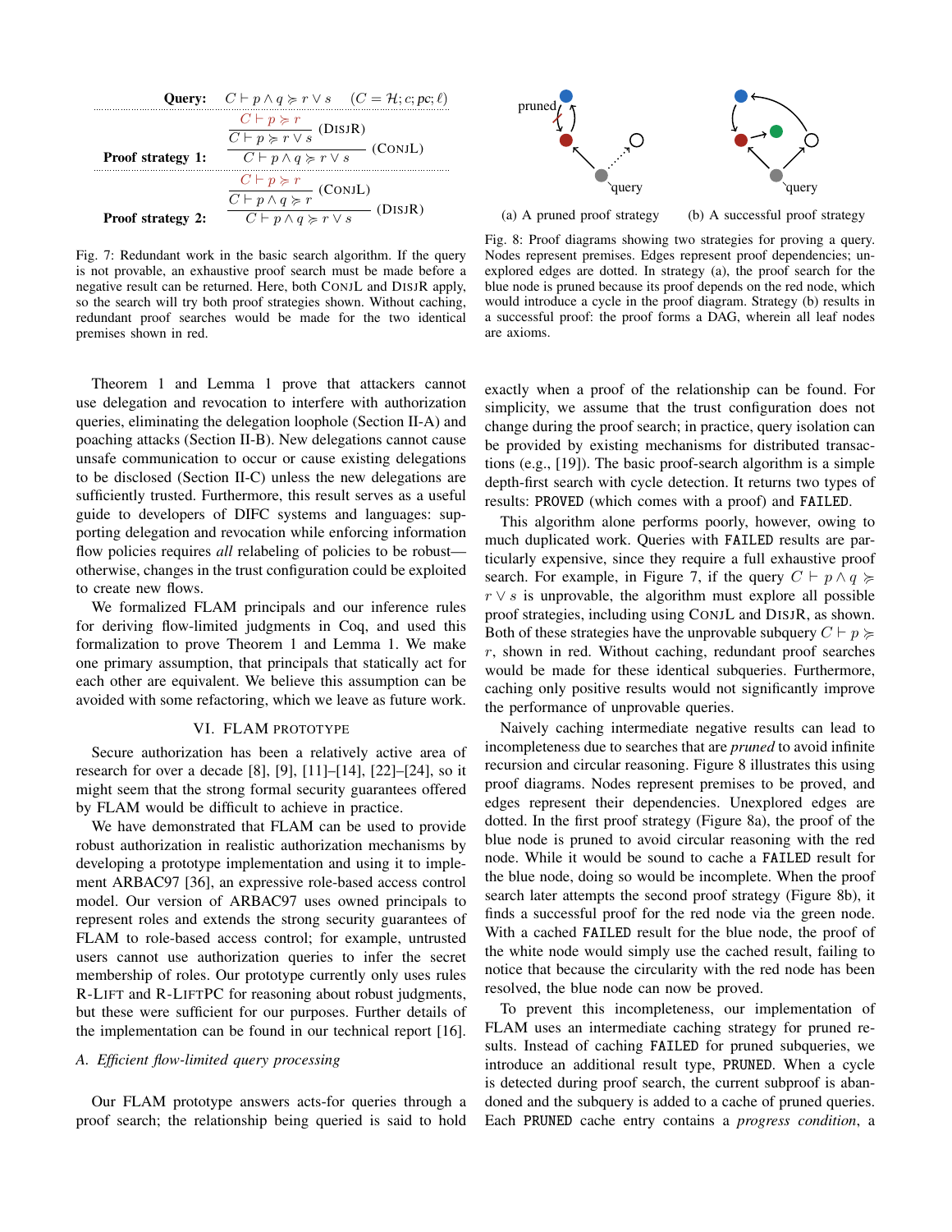**Query:** $C \vdash p \wedge q \succcurlyeq r \vee s \quad (C = \mathcal{H}; c; pc; \ell)$

**Proof strategy 1:**

$$\dfrac{\dfrac{C \vdash p \succcurlyeq r}{C \vdash p \succcurlyeq r \vee s}\ (\text{DisjR})}{C \vdash p \wedge q \succcurlyeq r \vee s}\ (\text{ConjL})$$

**Proof strategy 2:**

$$\dfrac{\dfrac{C \vdash p \succcurlyeq r}{C \vdash p \wedge q \succcurlyeq r}\ (\text{ConjL})}{C \vdash p \wedge q \succcurlyeq r \vee s}\ (\text{DisjR})$$

Fig. 7: Redundant work in the basic search algorithm. If the query is not provable, an exhaustive proof search must be made before a negative result can be returned. Here, both ConjL and DisjR apply, so the search will try both proof strategies shown. Without caching, redundant proof searches would be made for the two identical premises shown in red.

(a) A pruned proof strategy (b) A successful proof strategy

Fig. 8: Proof diagrams showing two strategies for proving a query. Nodes represent premises. Edges represent proof dependencies; unexplored edges are dotted. In strategy (a), the proof search for the blue node is pruned because its proof depends on the red node, which would introduce a cycle in the proof diagram. Strategy (b) results in a successful proof: the proof forms a DAG, wherein all leaf nodes are axioms.

Theorem 1 and Lemma 1 prove that attackers cannot use delegation and revocation to interfere with authorization queries, eliminating the delegation loophole (Section II-A) and poaching attacks (Section II-B). New delegations cannot cause unsafe communication to occur or cause existing delegations to be disclosed (Section II-C) unless the new delegations are sufficiently trusted. Furthermore, this result serves as a useful guide to developers of DIFC systems and languages: supporting delegation and revocation while enforcing information flow policies requires *all* relabeling of policies to be robust—otherwise, changes in the trust configuration could be exploited to create new flows.

We formalized FLAM principals and our inference rules for deriving flow-limited judgments in Coq, and used this formalization to prove Theorem 1 and Lemma 1. We make one primary assumption, that principals that statically act for each other are equivalent. We believe this assumption can be avoided with some refactoring, which we leave as future work.

## VI. FLAM Prototype

Secure authorization has been a relatively active area of research for over a decade [8], [9], [11]–[14], [22]–[24], so it might seem that the strong formal security guarantees offered by FLAM would be difficult to achieve in practice.

We have demonstrated that FLAM can be used to provide robust authorization in realistic authorization mechanisms by developing a prototype implementation and using it to implement ARBAC97 [36], an expressive role-based access control model. Our version of ARBAC97 uses owned principals to represent roles and extends the strong security guarantees of FLAM to role-based access control; for example, untrusted users cannot use authorization queries to infer the secret membership of roles. Our prototype currently only uses rules R-Lift and R-LiftPC for reasoning about robust judgments, but these were sufficient for our purposes. Further details of the implementation can be found in our technical report [16].

### A. Efficient flow-limited query processing

Our FLAM prototype answers acts-for queries through a proof search; the relationship being queried is said to hold exactly when a proof of the relationship can be found. For simplicity, we assume that the trust configuration does not change during the proof search; in practice, query isolation can be provided by existing mechanisms for distributed transactions (e.g., [19]). The basic proof-search algorithm is a simple depth-first search with cycle detection. It returns two types of results: `PROVED` (which comes with a proof) and `FAILED`.

This algorithm alone performs poorly, however, owing to much duplicated work. Queries with `FAILED` results are particularly expensive, since they require a full exhaustive proof search. For example, in Figure 7, if the query $C \vdash p \wedge q \succcurlyeq r \vee s$ is unprovable, the algorithm must explore all possible proof strategies, including using ConjL and DisjR, as shown. Both of these strategies have the unprovable subquery $C \vdash p \succcurlyeq r$, shown in red. Without caching, redundant proof searches would be made for these identical subqueries. Furthermore, caching only positive results would not significantly improve the performance of unprovable queries.

Naively caching intermediate negative results can lead to incompleteness due to searches that are *pruned* to avoid infinite recursion and circular reasoning. Figure 8 illustrates this using proof diagrams. Nodes represent premises to be proved, and edges represent their dependencies. Unexplored edges are dotted. In the first proof strategy (Figure 8a), the proof of the blue node is pruned to avoid circular reasoning with the red node. While it would be sound to cache a `FAILED` result for the blue node, doing so would be incomplete. When the proof search later attempts the second proof strategy (Figure 8b), it finds a successful proof for the red node via the green node. With a cached `FAILED` result for the blue node, the proof of the white node would simply use the cached result, failing to notice that because the circularity with the red node has been resolved, the blue node can now be proved.

To prevent this incompleteness, our implementation of FLAM uses an intermediate caching strategy for pruned results. Instead of caching `FAILED` for pruned subqueries, we introduce an additional result type, `PRUNED`. When a cycle is detected during proof search, the current subproof is abandoned and the subquery is added to a cache of pruned queries. Each `PRUNED` cache entry contains a *progress condition*, a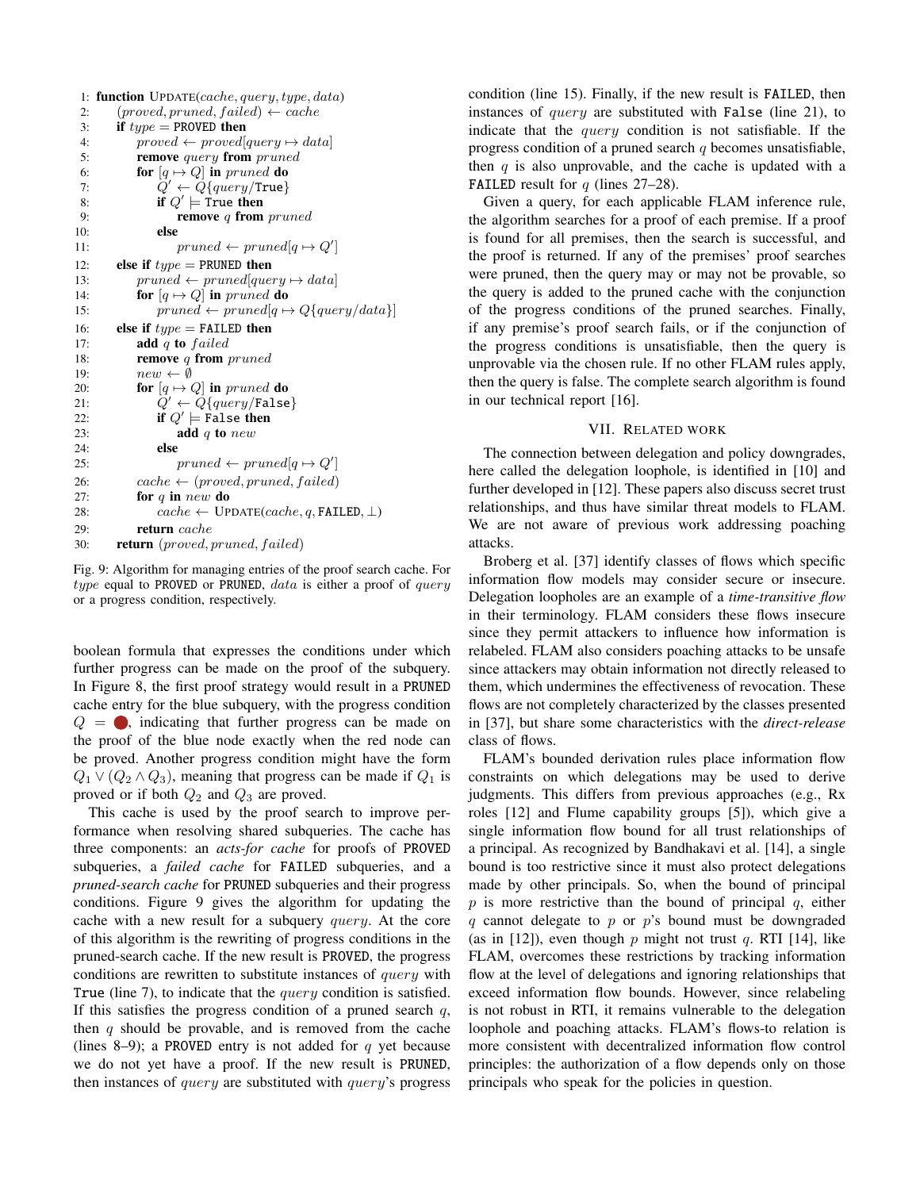```
1:  function UPDATE(cache, query, type, data)
2:      (proved, pruned, failed) ← cache
3:      if type = PROVED then
4:          proved ← proved[query ↦ data]
5:          remove query from pruned
6:          for [q ↦ Q] in pruned do
7:              Q' ← Q{query/True}
8:              if Q' ⊨ True then
9:                  remove q from pruned
10:             else
11:                 pruned ← pruned[q ↦ Q']
12:     else if type = PRUNED then
13:         pruned ← pruned[query ↦ data]
14:         for [q ↦ Q] in pruned do
15:             pruned ← pruned[q ↦ Q{query/data}]
16:     else if type = FAILED then
17:         add q to failed
18:         remove q from pruned
19:         new ← ∅
20:         for [q ↦ Q] in pruned do
21:             Q' ← Q{query/False}
22:             if Q' ⊨ False then
23:                 add q to new
24:             else
25:                 pruned ← pruned[q ↦ Q']
26:         cache ← (proved, pruned, failed)
27:         for q in new do
28:             cache ← UPDATE(cache, q, FAILED, ⊥)
29:         return cache
30:     return (proved, pruned, failed)
```

Fig. 9: Algorithm for managing entries of the proof search cache. For $type$ equal to PROVED or PRUNED, $data$ is either a proof of $query$ or a progress condition, respectively.

boolean formula that expresses the conditions under which further progress can be made on the proof of the subquery. In Figure 8, the first proof strategy would result in a PRUNED cache entry for the blue subquery, with the progress condition $Q = ●$, indicating that further progress can be made on the proof of the blue node exactly when the red node can be proved. Another progress condition might have the form $Q_1 \lor (Q_2 \land Q_3)$, meaning that progress can be made if $Q_1$ is proved or if both $Q_2$ and $Q_3$ are proved.

This cache is used by the proof search to improve performance when resolving shared subqueries. The cache has three components: an *acts-for cache* for proofs of PROVED subqueries, a *failed cache* for FAILED subqueries, and a *pruned-search cache* for PRUNED subqueries and their progress conditions. Figure 9 gives the algorithm for updating the cache with a new result for a subquery $query$. At the core of this algorithm is the rewriting of progress conditions in the pruned-search cache. If the new result is PROVED, the progress conditions are rewritten to substitute instances of $query$ with True (line 7), to indicate that the $query$ condition is satisfied. If this satisfies the progress condition of a pruned search $q$, then $q$ should be provable, and is removed from the cache (lines 8–9); a PROVED entry is not added for $q$ yet because we do not yet have a proof. If the new result is PRUNED, then instances of $query$ are substituted with $query$'s progress condition (line 15). Finally, if the new result is FAILED, then instances of $query$ are substituted with False (line 21), to indicate that the $query$ condition is not satisfiable. If the progress condition of a pruned search $q$ becomes unsatisfiable, then $q$ is also unprovable, and the cache is updated with a FAILED result for $q$ (lines 27–28).

Given a query, for each applicable FLAM inference rule, the algorithm searches for a proof of each premise. If a proof is found for all premises, then the search is successful, and the proof is returned. If any of the premises' proof searches were pruned, then the query may or may not be provable, so the query is added to the pruned cache with the conjunction of the progress conditions of the pruned searches. Finally, if any premise's proof search fails, or if the conjunction of the progress conditions is unsatisfiable, then the query is unprovable via the chosen rule. If no other FLAM rules apply, then the query is false. The complete search algorithm is found in our technical report [16].

## VII. Related work

The connection between delegation and policy downgrades, here called the delegation loophole, is identified in [10] and further developed in [12]. These papers also discuss secret trust relationships, and thus have similar threat models to FLAM. We are not aware of previous work addressing poaching attacks.

Broberg et al. [37] identify classes of flows which specific information flow models may consider secure or insecure. Delegation loopholes are an example of a *time-transitive flow* in their terminology. FLAM considers these flows insecure since they permit attackers to influence how information is relabeled. FLAM also considers poaching attacks to be unsafe since attackers may obtain information not directly released to them, which undermines the effectiveness of revocation. These flows are not completely characterized by the classes presented in [37], but share some characteristics with the *direct-release* class of flows.

FLAM's bounded derivation rules place information flow constraints on which delegations may be used to derive judgments. This differs from previous approaches (e.g., Rx roles [12] and Flume capability groups [5]), which give a single information flow bound for all trust relationships of a principal. As recognized by Bandhakavi et al. [14], a single bound is too restrictive since it must also protect delegations made by other principals. So, when the bound of principal $p$ is more restrictive than the bound of principal $q$, either $q$ cannot delegate to $p$ or $p$'s bound must be downgraded (as in [12]), even though $p$ might not trust $q$. RTI [14], like FLAM, overcomes these restrictions by tracking information flow at the level of delegations and ignoring relationships that exceed information flow bounds. However, since relabeling is not robust in RTI, it remains vulnerable to the delegation loophole and poaching attacks. FLAM's flows-to relation is more consistent with decentralized information flow control principles: the authorization of a flow depends only on those principals who speak for the policies in question.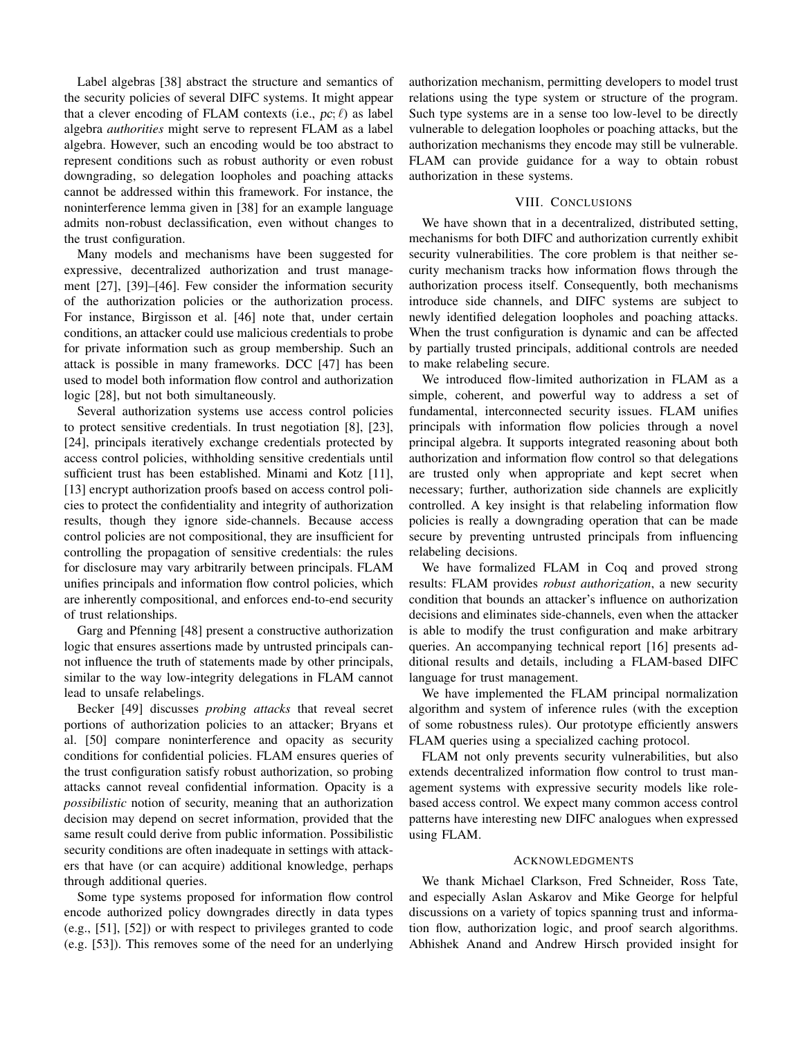Label algebras [38] abstract the structure and semantics of the security policies of several DIFC systems. It might appear that a clever encoding of FLAM contexts (i.e., $pc; \ell$) as label algebra *authorities* might serve to represent FLAM as a label algebra. However, such an encoding would be too abstract to represent conditions such as robust authority or even robust downgrading, so delegation loopholes and poaching attacks cannot be addressed within this framework. For instance, the noninterference lemma given in [38] for an example language admits non-robust declassification, even without changes to the trust configuration.

Many models and mechanisms have been suggested for expressive, decentralized authorization and trust management [27], [39]–[46]. Few consider the information security of the authorization policies or the authorization process. For instance, Birgisson et al. [46] note that, under certain conditions, an attacker could use malicious credentials to probe for private information such as group membership. Such an attack is possible in many frameworks. DCC [47] has been used to model both information flow control and authorization logic [28], but not both simultaneously.

Several authorization systems use access control policies to protect sensitive credentials. In trust negotiation [8], [23], [24], principals iteratively exchange credentials protected by access control policies, withholding sensitive credentials until sufficient trust has been established. Minami and Kotz [11], [13] encrypt authorization proofs based on access control policies to protect the confidentiality and integrity of authorization results, though they ignore side-channels. Because access control policies are not compositional, they are insufficient for controlling the propagation of sensitive credentials: the rules for disclosure may vary arbitrarily between principals. FLAM unifies principals and information flow control policies, which are inherently compositional, and enforces end-to-end security of trust relationships.

Garg and Pfenning [48] present a constructive authorization logic that ensures assertions made by untrusted principals cannot influence the truth of statements made by other principals, similar to the way low-integrity delegations in FLAM cannot lead to unsafe relabelings.

Becker [49] discusses *probing attacks* that reveal secret portions of authorization policies to an attacker; Bryans et al. [50] compare noninterference and opacity as security conditions for confidential policies. FLAM ensures queries of the trust configuration satisfy robust authorization, so probing attacks cannot reveal confidential information. Opacity is a *possibilistic* notion of security, meaning that an authorization decision may depend on secret information, provided that the same result could derive from public information. Possibilistic security conditions are often inadequate in settings with attackers that have (or can acquire) additional knowledge, perhaps through additional queries.

Some type systems proposed for information flow control encode authorized policy downgrades directly in data types (e.g., [51], [52]) or with respect to privileges granted to code (e.g. [53]). This removes some of the need for an underlying authorization mechanism, permitting developers to model trust relations using the type system or structure of the program. Such type systems are in a sense too low-level to be directly vulnerable to delegation loopholes or poaching attacks, but the authorization mechanisms they encode may still be vulnerable. FLAM can provide guidance for a way to obtain robust authorization in these systems.

## VIII. Conclusions

We have shown that in a decentralized, distributed setting, mechanisms for both DIFC and authorization currently exhibit security vulnerabilities. The core problem is that neither security mechanism tracks how information flows through the authorization process itself. Consequently, both mechanisms introduce side channels, and DIFC systems are subject to newly identified delegation loopholes and poaching attacks. When the trust configuration is dynamic and can be affected by partially trusted principals, additional controls are needed to make relabeling secure.

We introduced flow-limited authorization in FLAM as a simple, coherent, and powerful way to address a set of fundamental, interconnected security issues. FLAM unifies principals with information flow policies through a novel principal algebra. It supports integrated reasoning about both authorization and information flow control so that delegations are trusted only when appropriate and kept secret when necessary; further, authorization side channels are explicitly controlled. A key insight is that relabeling information flow policies is really a downgrading operation that can be made secure by preventing untrusted principals from influencing relabeling decisions.

We have formalized FLAM in Coq and proved strong results: FLAM provides *robust authorization*, a new security condition that bounds an attacker's influence on authorization decisions and eliminates side-channels, even when the attacker is able to modify the trust configuration and make arbitrary queries. An accompanying technical report [16] presents additional results and details, including a FLAM-based DIFC language for trust management.

We have implemented the FLAM principal normalization algorithm and system of inference rules (with the exception of some robustness rules). Our prototype efficiently answers FLAM queries using a specialized caching protocol.

FLAM not only prevents security vulnerabilities, but also extends decentralized information flow control to trust management systems with expressive security models like role-based access control. We expect many common access control patterns have interesting new DIFC analogues when expressed using FLAM.

## Acknowledgments

We thank Michael Clarkson, Fred Schneider, Ross Tate, and especially Aslan Askarov and Mike George for helpful discussions on a variety of topics spanning trust and information flow, authorization logic, and proof search algorithms. Abhishek Anand and Andrew Hirsch provided insight for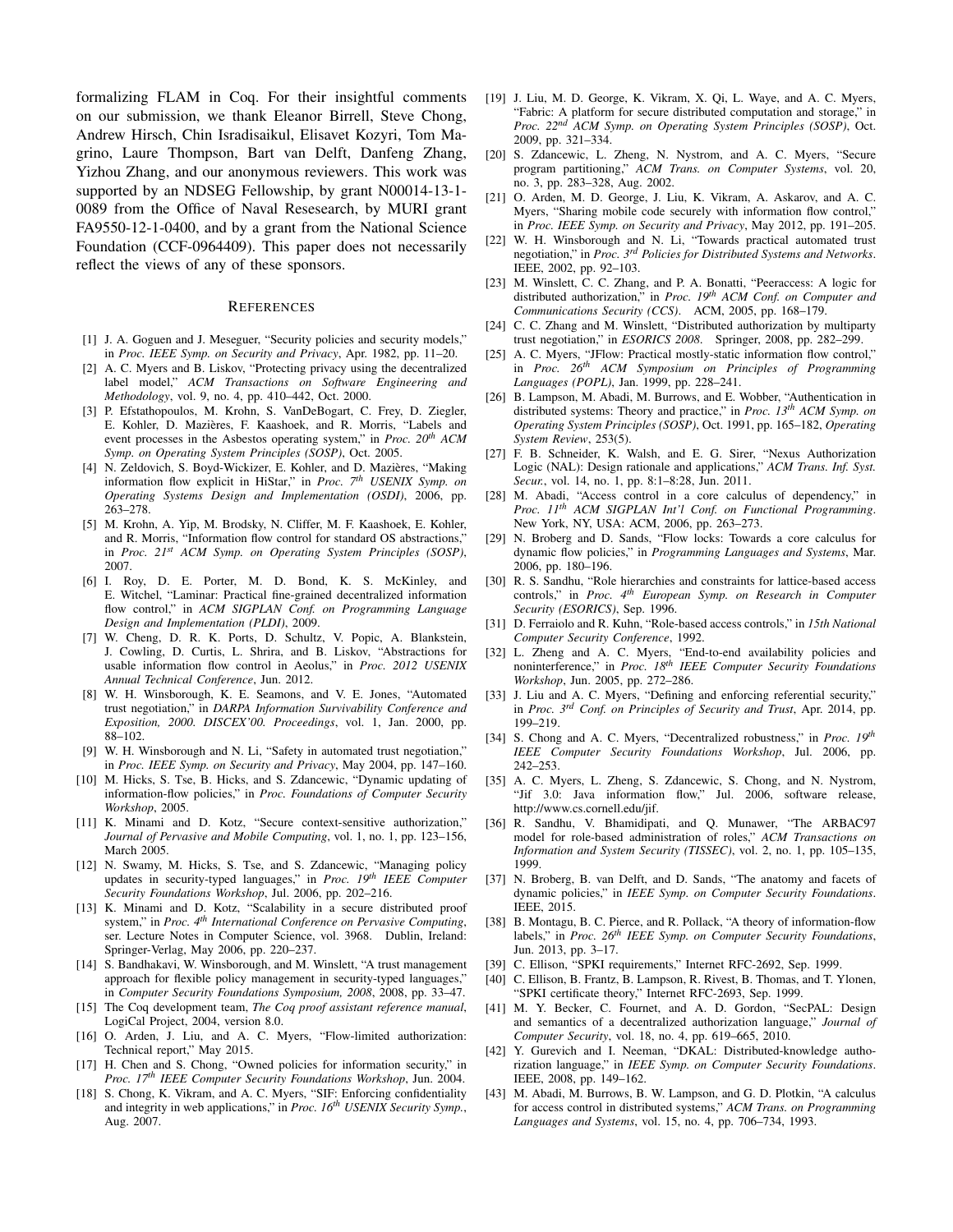formalizing FLAM in Coq. For their insightful comments on our submission, we thank Eleanor Birrell, Steve Chong, Andrew Hirsch, Chin Isradisaikul, Elisavet Kozyri, Tom Magrino, Laure Thompson, Bart van Delft, Danfeng Zhang, Yizhou Zhang, and our anonymous reviewers. This work was supported by an NDSEG Fellowship, by grant N00014-13-1-0089 from the Office of Naval Resesearch, by MURI grant FA9550-12-1-0400, and by a grant from the National Science Foundation (CCF-0964409). This paper does not necessarily reflect the views of any of these sponsors.

## References

[1] J. A. Goguen and J. Meseguer, "Security policies and security models," in *Proc. IEEE Symp. on Security and Privacy*, Apr. 1982, pp. 11–20.

[2] A. C. Myers and B. Liskov, "Protecting privacy using the decentralized label model," *ACM Transactions on Software Engineering and Methodology*, vol. 9, no. 4, pp. 410–442, Oct. 2000.

[3] P. Efstathopoulos, M. Krohn, S. VanDeBogart, C. Frey, D. Ziegler, E. Kohler, D. Mazières, F. Kaashoek, and R. Morris, "Labels and event processes in the Asbestos operating system," in *Proc. 20th ACM Symp. on Operating System Principles (SOSP)*, Oct. 2005.

[4] N. Zeldovich, S. Boyd-Wickizer, E. Kohler, and D. Mazières, "Making information flow explicit in HiStar," in *Proc. 7th USENIX Symp. on Operating Systems Design and Implementation (OSDI)*, 2006, pp. 263–278.

[5] M. Krohn, A. Yip, M. Brodsky, N. Cliffer, M. F. Kaashoek, E. Kohler, and R. Morris, "Information flow control for standard OS abstractions," in *Proc. 21st ACM Symp. on Operating System Principles (SOSP)*, 2007.

[6] I. Roy, D. E. Porter, M. D. Bond, K. S. McKinley, and E. Witchel, "Laminar: Practical fine-grained decentralized information flow control," in *ACM SIGPLAN Conf. on Programming Language Design and Implementation (PLDI)*, 2009.

[7] W. Cheng, D. R. K. Ports, D. Schultz, V. Popic, A. Blankstein, J. Cowling, D. Curtis, L. Shrira, and B. Liskov, "Abstractions for usable information flow control in Aeolus," in *Proc. 2012 USENIX Annual Technical Conference*, Jun. 2012.

[8] W. H. Winsborough, K. E. Seamons, and V. E. Jones, "Automated trust negotiation," in *DARPA Information Survivability Conference and Exposition, 2000. DISCEX'00. Proceedings*, vol. 1, Jan. 2000, pp. 88–102.

[9] W. H. Winsborough and N. Li, "Safety in automated trust negotiation," in *Proc. IEEE Symp. on Security and Privacy*, May 2004, pp. 147–160.

[10] M. Hicks, S. Tse, B. Hicks, and S. Zdancewic, "Dynamic updating of information-flow policies," in *Proc. Foundations of Computer Security Workshop*, 2005.

[11] K. Minami and D. Kotz, "Secure context-sensitive authorization," *Journal of Pervasive and Mobile Computing*, vol. 1, no. 1, pp. 123–156, March 2005.

[12] N. Swamy, M. Hicks, S. Tse, and S. Zdancewic, "Managing policy updates in security-typed languages," in *Proc. 19th IEEE Computer Security Foundations Workshop*, Jul. 2006, pp. 202–216.

[13] K. Minami and D. Kotz, "Scalability in a secure distributed proof system," in *Proc. 4th International Conference on Pervasive Computing*, ser. Lecture Notes in Computer Science, vol. 3968. Dublin, Ireland: Springer-Verlag, May 2006, pp. 220–237.

[14] S. Bandhakavi, W. Winsborough, and M. Winslett, "A trust management approach for flexible policy management in security-typed languages," in *Computer Security Foundations Symposium, 2008*, 2008, pp. 33–47.

[15] The Coq development team, *The Coq proof assistant reference manual*, LogiCal Project, 2004, version 8.0.

[16] O. Arden, J. Liu, and A. C. Myers, "Flow-limited authorization: Technical report," May 2015.

[17] H. Chen and S. Chong, "Owned policies for information security," in *Proc. 17th IEEE Computer Security Foundations Workshop*, Jun. 2004.

[18] S. Chong, K. Vikram, and A. C. Myers, "SIF: Enforcing confidentiality and integrity in web applications," in *Proc. 16th USENIX Security Symp.*, Aug. 2007.

[19] J. Liu, M. D. George, K. Vikram, X. Qi, L. Waye, and A. C. Myers, "Fabric: A platform for secure distributed computation and storage," in *Proc. 22nd ACM Symp. on Operating System Principles (SOSP)*, Oct. 2009, pp. 321–334.

[20] S. Zdancewic, L. Zheng, N. Nystrom, and A. C. Myers, "Secure program partitioning," *ACM Trans. on Computer Systems*, vol. 20, no. 3, pp. 283–328, Aug. 2002.

[21] O. Arden, M. D. George, J. Liu, K. Vikram, A. Askarov, and A. C. Myers, "Sharing mobile code securely with information flow control," in *Proc. IEEE Symp. on Security and Privacy*, May 2012, pp. 191–205.

[22] W. H. Winsborough and N. Li, "Towards practical automated trust negotiation," in *Proc. 3rd Policies for Distributed Systems and Networks*. IEEE, 2002, pp. 92–103.

[23] M. Winslett, C. C. Zhang, and P. A. Bonatti, "Peeraccess: A logic for distributed authorization," in *Proc. 19th ACM Conf. on Computer and Communications Security (CCS)*. ACM, 2005, pp. 168–179.

[24] C. C. Zhang and M. Winslett, "Distributed authorization by multiparty trust negotiation," in *ESORICS 2008*. Springer, 2008, pp. 282–299.

[25] A. C. Myers, "JFlow: Practical mostly-static information flow control," in *Proc. 26th ACM Symposium on Principles of Programming Languages (POPL)*, Jan. 1999, pp. 228–241.

[26] B. Lampson, M. Abadi, M. Burrows, and E. Wobber, "Authentication in distributed systems: Theory and practice," in *Proc. 13th ACM Symp. on Operating System Principles (SOSP)*, Oct. 1991, pp. 165–182, *Operating System Review*, 253(5).

[27] F. B. Schneider, K. Walsh, and E. G. Sirer, "Nexus Authorization Logic (NAL): Design rationale and applications," *ACM Trans. Inf. Syst. Secur.*, vol. 14, no. 1, pp. 8:1–8:28, Jun. 2011.

[28] M. Abadi, "Access control in a core calculus of dependency," in *Proc. 11th ACM SIGPLAN Int'l Conf. on Functional Programming*. New York, NY, USA: ACM, 2006, pp. 263–273.

[29] N. Broberg and D. Sands, "Flow locks: Towards a core calculus for dynamic flow policies," in *Programming Languages and Systems*, Mar. 2006, pp. 180–196.

[30] R. S. Sandhu, "Role hierarchies and constraints for lattice-based access controls," in *Proc. 4th European Symp. on Research in Computer Security (ESORICS)*, Sep. 1996.

[31] D. Ferraiolo and R. Kuhn, "Role-based access controls," in *15th National Computer Security Conference*, 1992.

[32] L. Zheng and A. C. Myers, "End-to-end availability policies and noninterference," in *Proc. 18th IEEE Computer Security Foundations Workshop*, Jun. 2005, pp. 272–286.

[33] J. Liu and A. C. Myers, "Defining and enforcing referential security," in *Proc. 3rd Conf. on Principles of Security and Trust*, Apr. 2014, pp. 199–219.

[34] S. Chong and A. C. Myers, "Decentralized robustness," in *Proc. 19th IEEE Computer Security Foundations Workshop*, Jul. 2006, pp. 242–253.

[35] A. C. Myers, L. Zheng, S. Zdancewic, S. Chong, and N. Nystrom, "Jif 3.0: Java information flow," Jul. 2006, software release, http://www.cs.cornell.edu/jif.

[36] R. Sandhu, V. Bhamidipati, and Q. Munawer, "The ARBAC97 model for role-based administration of roles," *ACM Transactions on Information and System Security (TISSEC)*, vol. 2, no. 1, pp. 105–135, 1999.

[37] N. Broberg, B. van Delft, and D. Sands, "The anatomy and facets of dynamic policies," in *IEEE Symp. on Computer Security Foundations*. IEEE, 2015.

[38] B. Montagu, B. C. Pierce, and R. Pollack, "A theory of information-flow labels," in *Proc. 26th IEEE Symp. on Computer Security Foundations*, Jun. 2013, pp. 3–17.

[39] C. Ellison, "SPKI requirements," Internet RFC-2692, Sep. 1999.

[40] C. Ellison, B. Frantz, B. Lampson, R. Rivest, B. Thomas, and T. Ylonen, "SPKI certificate theory," Internet RFC-2693, Sep. 1999.

[41] M. Y. Becker, C. Fournet, and A. D. Gordon, "SecPAL: Design and semantics of a decentralized authorization language," *Journal of Computer Security*, vol. 18, no. 4, pp. 619–665, 2010.

[42] Y. Gurevich and I. Neeman, "DKAL: Distributed-knowledge authorization language," in *IEEE Symp. on Computer Security Foundations*. IEEE, 2008, pp. 149–162.

[43] M. Abadi, M. Burrows, B. W. Lampson, and G. D. Plotkin, "A calculus for access control in distributed systems," *ACM Trans. on Programming Languages and Systems*, vol. 15, no. 4, pp. 706–734, 1993.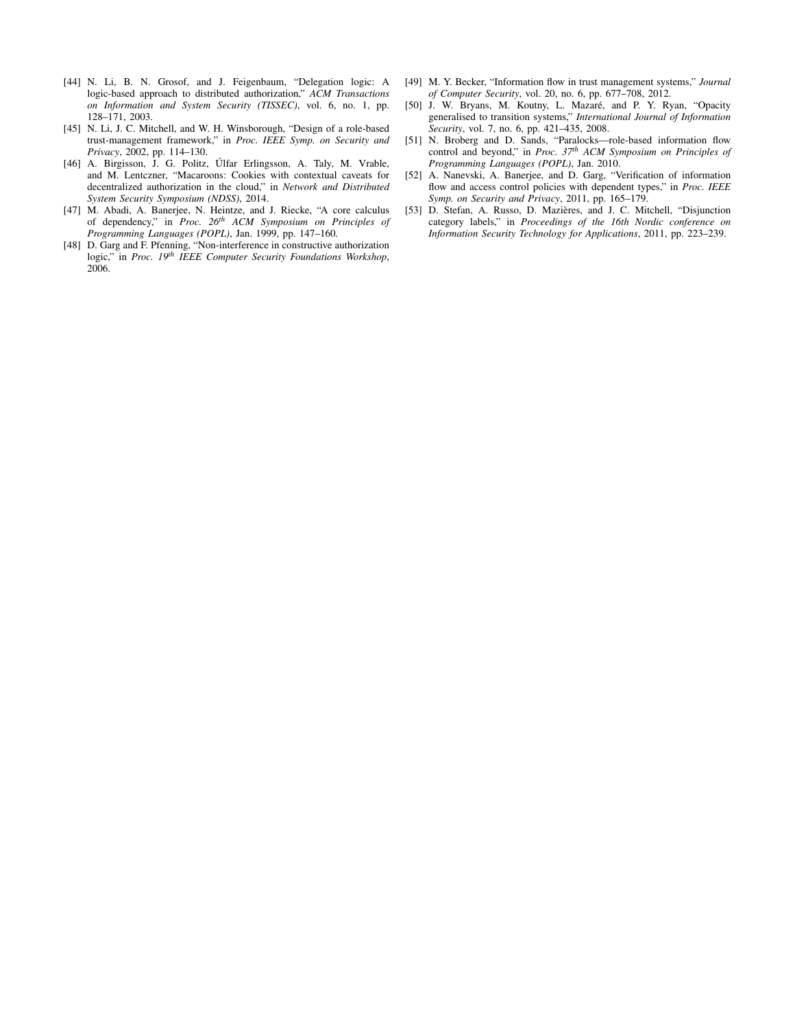[44] N. Li, B. N. Grosof, and J. Feigenbaum, "Delegation logic: A logic-based approach to distributed authorization," *ACM Transactions on Information and System Security (TISSEC)*, vol. 6, no. 1, pp. 128–171, 2003.

[45] N. Li, J. C. Mitchell, and W. H. Winsborough, "Design of a role-based trust-management framework," in *Proc. IEEE Symp. on Security and Privacy*, 2002, pp. 114–130.

[46] A. Birgisson, J. G. Politz, Úlfar Erlingsson, A. Taly, M. Vrable, and M. Lentczner, "Macaroons: Cookies with contextual caveats for decentralized authorization in the cloud," in *Network and Distributed System Security Symposium (NDSS)*, 2014.

[47] M. Abadi, A. Banerjee, N. Heintze, and J. Riecke, "A core calculus of dependency," in *Proc. 26th ACM Symposium on Principles of Programming Languages (POPL)*, Jan. 1999, pp. 147–160.

[48] D. Garg and F. Pfenning, "Non-interference in constructive authorization logic," in *Proc. 19th IEEE Computer Security Foundations Workshop*, 2006.

[49] M. Y. Becker, "Information flow in trust management systems," *Journal of Computer Security*, vol. 20, no. 6, pp. 677–708, 2012.

[50] J. W. Bryans, M. Koutny, L. Mazaré, and P. Y. Ryan, "Opacity generalised to transition systems," *International Journal of Information Security*, vol. 7, no. 6, pp. 421–435, 2008.

[51] N. Broberg and D. Sands, "Paralocks—role-based information flow control and beyond," in *Proc. 37th ACM Symposium on Principles of Programming Languages (POPL)*, Jan. 2010.

[52] A. Nanevski, A. Banerjee, and D. Garg, "Verification of information flow and access control policies with dependent types," in *Proc. IEEE Symp. on Security and Privacy*, 2011, pp. 165–179.

[53] D. Stefan, A. Russo, D. Mazières, and J. C. Mitchell, "Disjunction category labels," in *Proceedings of the 16th Nordic conference on Information Security Technology for Applications*, 2011, pp. 223–239.